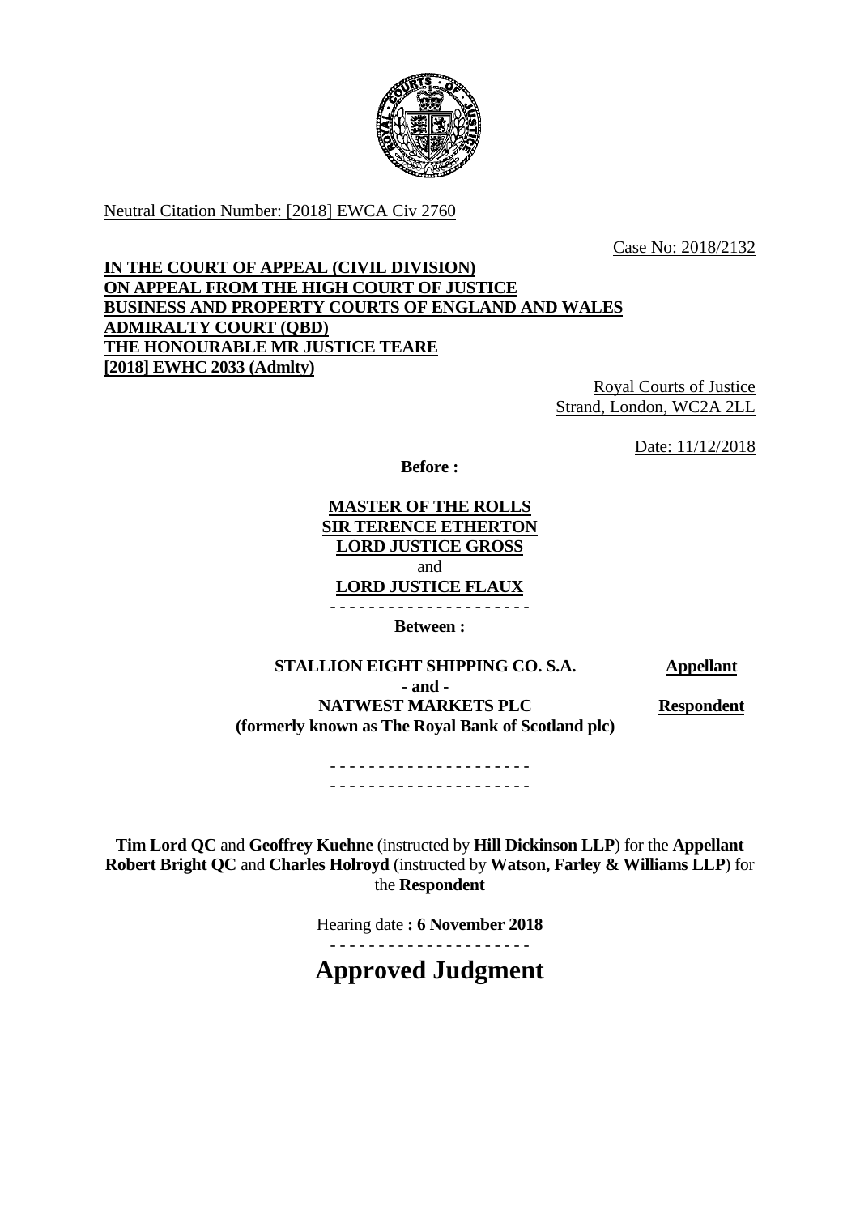Neutral Citation Number: [2018] EWCA Civ 2760

Case No: 2018/2132

**IN THE COURT OF APPEAL (CIVIL DIVISION)**
**ON APPEAL FROM THE HIGH COURT OF JUSTICE**
**BUSINESS AND PROPERTY COURTS OF ENGLAND AND WALES**
**ADMIRALTY COURT (QBD)**
**THE HONOURABLE MR JUSTICE TEARE**
**[2018] EWHC 2033 (Admlty)**

Royal Courts of Justice
Strand, London, WC2A 2LL

Date: 11/12/2018

**Before :**

**MASTER OF THE ROLLS**
**SIR TERENCE ETHERTON**
**LORD JUSTICE GROSS**
and
**LORD JUSTICE FLAUX**

- - - - - - - - - - - - - - - - - - - - -

**Between :**

| | |
|---|---|
| **STALLION EIGHT SHIPPING CO. S.A.** | **Appellant** |
| **- and -** | |
| **NATWEST MARKETS PLC** **(formerly known as The Royal Bank of Scotland plc)** | **Respondent** |

- - - - - - - - - - - - - - - - - - - - -
- - - - - - - - - - - - - - - - - - - - -

**Tim Lord QC** and **Geoffrey Kuehne** (instructed by **Hill Dickinson LLP**) for the **Appellant**
**Robert Bright QC** and **Charles Holroyd** (instructed by **Watson, Farley & Williams LLP**) for the **Respondent**

Hearing date **: 6 November 2018**

- - - - - - - - - - - - - - - - - - - - -

# Approved Judgment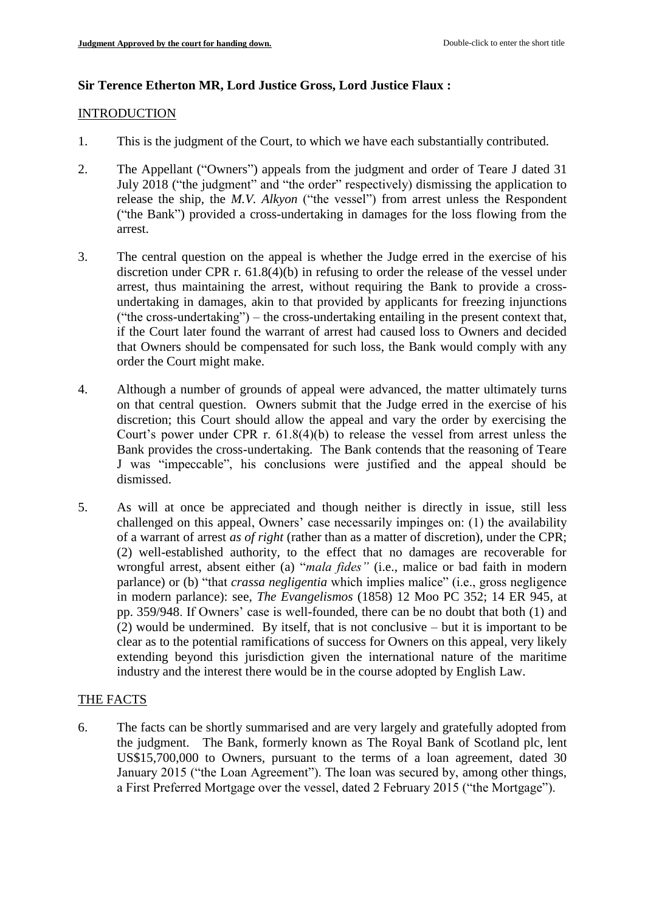**Sir Terence Etherton MR, Lord Justice Gross, Lord Justice Flaux :**

## INTRODUCTION

1. This is the judgment of the Court, to which we have each substantially contributed.

2. The Appellant ("Owners") appeals from the judgment and order of Teare J dated 31 July 2018 ("the judgment" and "the order" respectively) dismissing the application to release the ship, the *M.V. Alkyon* ("the vessel") from arrest unless the Respondent ("the Bank") provided a cross-undertaking in damages for the loss flowing from the arrest.

3. The central question on the appeal is whether the Judge erred in the exercise of his discretion under CPR r. 61.8(4)(b) in refusing to order the release of the vessel under arrest, thus maintaining the arrest, without requiring the Bank to provide a cross-undertaking in damages, akin to that provided by applicants for freezing injunctions ("the cross-undertaking") – the cross-undertaking entailing in the present context that, if the Court later found the warrant of arrest had caused loss to Owners and decided that Owners should be compensated for such loss, the Bank would comply with any order the Court might make.

4. Although a number of grounds of appeal were advanced, the matter ultimately turns on that central question. Owners submit that the Judge erred in the exercise of his discretion; this Court should allow the appeal and vary the order by exercising the Court's power under CPR r. 61.8(4)(b) to release the vessel from arrest unless the Bank provides the cross-undertaking. The Bank contends that the reasoning of Teare J was "impeccable", his conclusions were justified and the appeal should be dismissed.

5. As will at once be appreciated and though neither is directly in issue, still less challenged on this appeal, Owners' case necessarily impinges on: (1) the availability of a warrant of arrest *as of right* (rather than as a matter of discretion), under the CPR; (2) well-established authority, to the effect that no damages are recoverable for wrongful arrest, absent either (a) "*mala fides"* (i.e., malice or bad faith in modern parlance) or (b) "that *crassa negligentia* which implies malice" (i.e., gross negligence in modern parlance): see, *The Evangelismos* (1858) 12 Moo PC 352; 14 ER 945, at pp. 359/948. If Owners' case is well-founded, there can be no doubt that both (1) and (2) would be undermined. By itself, that is not conclusive – but it is important to be clear as to the potential ramifications of success for Owners on this appeal, very likely extending beyond this jurisdiction given the international nature of the maritime industry and the interest there would be in the course adopted by English Law.

## THE FACTS

6. The facts can be shortly summarised and are very largely and gratefully adopted from the judgment. The Bank, formerly known as The Royal Bank of Scotland plc, lent US$15,700,000 to Owners, pursuant to the terms of a loan agreement, dated 30 January 2015 ("the Loan Agreement"). The loan was secured by, among other things, a First Preferred Mortgage over the vessel, dated 2 February 2015 ("the Mortgage").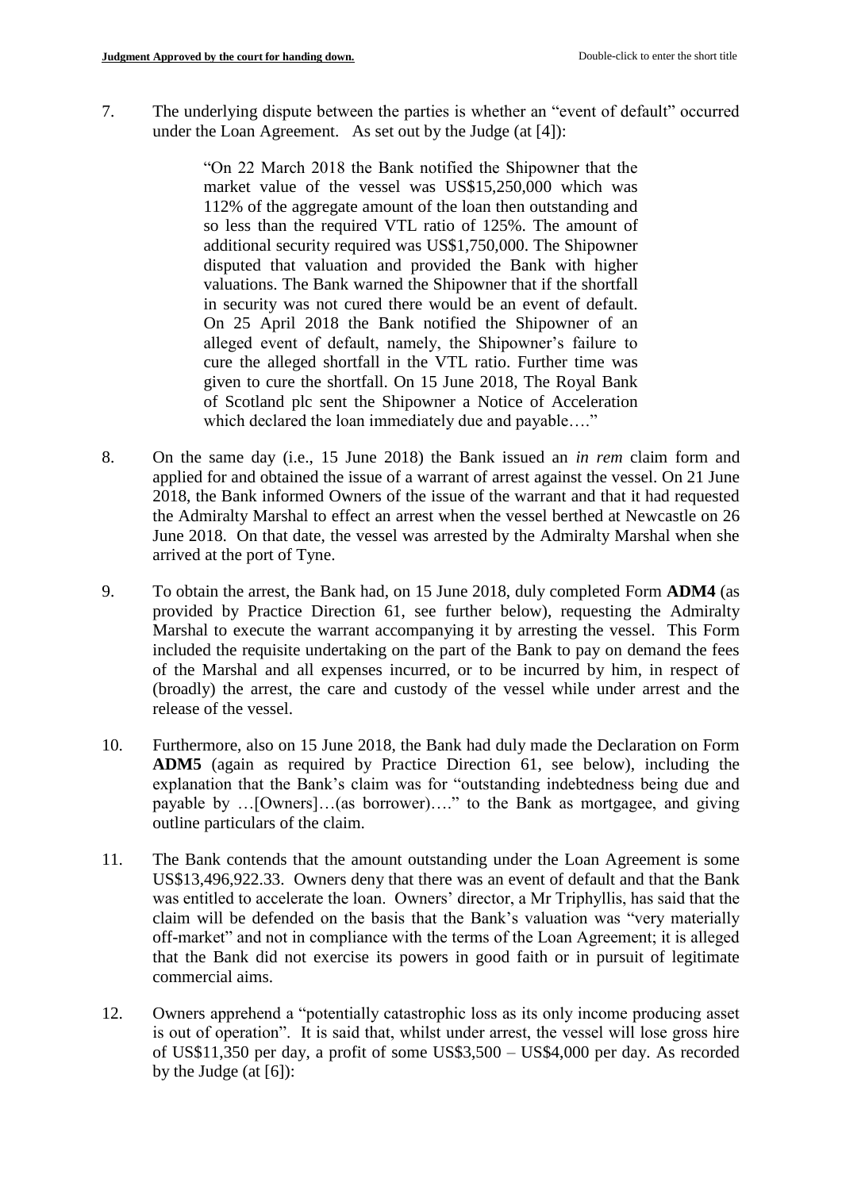7. The underlying dispute between the parties is whether an "event of default" occurred under the Loan Agreement. As set out by the Judge (at [4]):

> "On 22 March 2018 the Bank notified the Shipowner that the market value of the vessel was US$15,250,000 which was 112% of the aggregate amount of the loan then outstanding and so less than the required VTL ratio of 125%. The amount of additional security required was US$1,750,000. The Shipowner disputed that valuation and provided the Bank with higher valuations. The Bank warned the Shipowner that if the shortfall in security was not cured there would be an event of default. On 25 April 2018 the Bank notified the Shipowner of an alleged event of default, namely, the Shipowner's failure to cure the alleged shortfall in the VTL ratio. Further time was given to cure the shortfall. On 15 June 2018, The Royal Bank of Scotland plc sent the Shipowner a Notice of Acceleration which declared the loan immediately due and payable…."

8. On the same day (i.e., 15 June 2018) the Bank issued an *in rem* claim form and applied for and obtained the issue of a warrant of arrest against the vessel. On 21 June 2018, the Bank informed Owners of the issue of the warrant and that it had requested the Admiralty Marshal to effect an arrest when the vessel berthed at Newcastle on 26 June 2018. On that date, the vessel was arrested by the Admiralty Marshal when she arrived at the port of Tyne.

9. To obtain the arrest, the Bank had, on 15 June 2018, duly completed Form **ADM4** (as provided by Practice Direction 61, see further below), requesting the Admiralty Marshal to execute the warrant accompanying it by arresting the vessel. This Form included the requisite undertaking on the part of the Bank to pay on demand the fees of the Marshal and all expenses incurred, or to be incurred by him, in respect of (broadly) the arrest, the care and custody of the vessel while under arrest and the release of the vessel.

10. Furthermore, also on 15 June 2018, the Bank had duly made the Declaration on Form **ADM5** (again as required by Practice Direction 61, see below), including the explanation that the Bank's claim was for "outstanding indebtedness being due and payable by …[Owners]…(as borrower)…." to the Bank as mortgagee, and giving outline particulars of the claim.

11. The Bank contends that the amount outstanding under the Loan Agreement is some US$13,496,922.33. Owners deny that there was an event of default and that the Bank was entitled to accelerate the loan. Owners' director, a Mr Triphyllis, has said that the claim will be defended on the basis that the Bank's valuation was "very materially off-market" and not in compliance with the terms of the Loan Agreement; it is alleged that the Bank did not exercise its powers in good faith or in pursuit of legitimate commercial aims.

12. Owners apprehend a "potentially catastrophic loss as its only income producing asset is out of operation". It is said that, whilst under arrest, the vessel will lose gross hire of US$11,350 per day, a profit of some US$3,500 – US$4,000 per day. As recorded by the Judge (at [6]):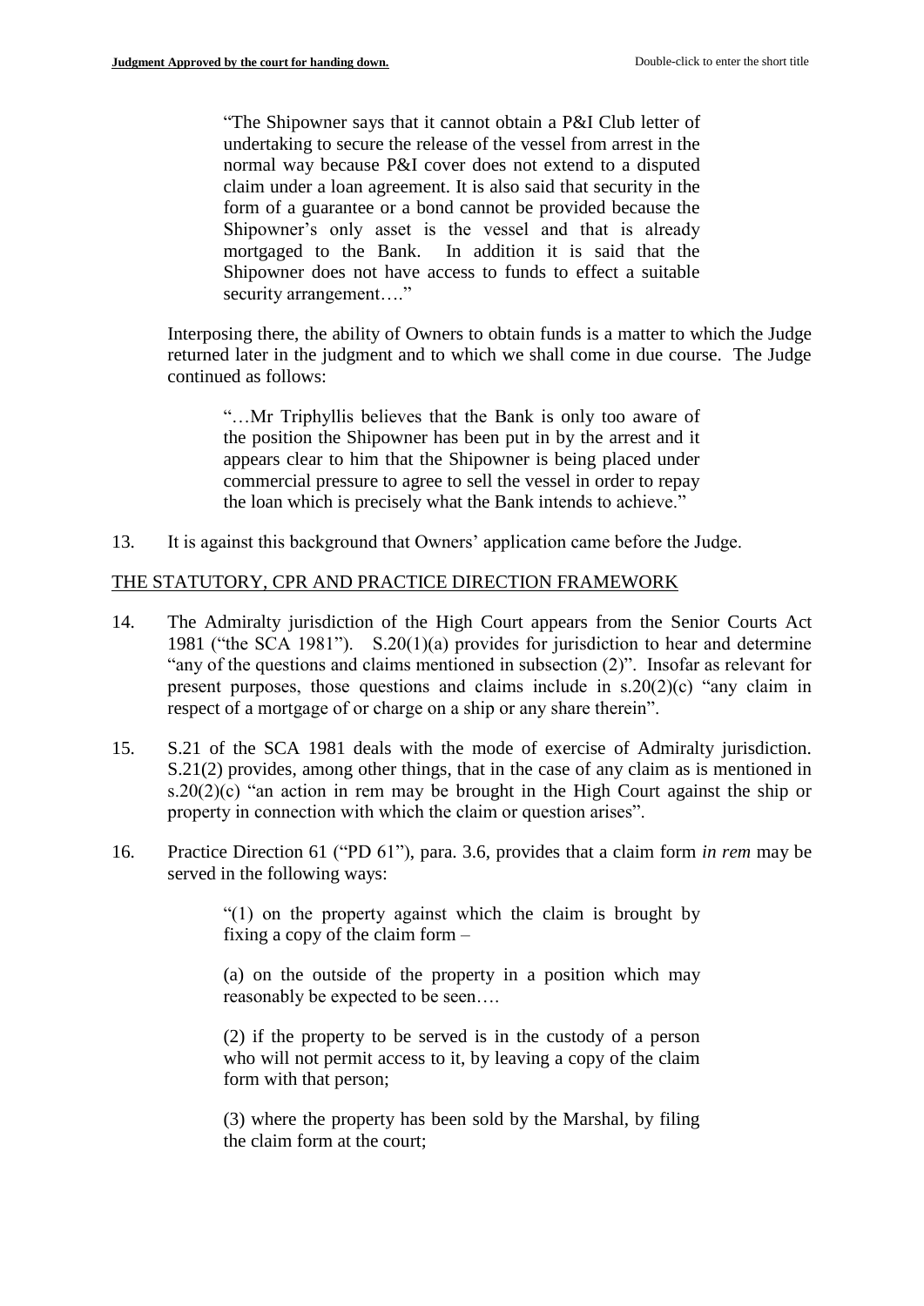> "The Shipowner says that it cannot obtain a P&I Club letter of undertaking to secure the release of the vessel from arrest in the normal way because P&I cover does not extend to a disputed claim under a loan agreement. It is also said that security in the form of a guarantee or a bond cannot be provided because the Shipowner's only asset is the vessel and that is already mortgaged to the Bank. In addition it is said that the Shipowner does not have access to funds to effect a suitable security arrangement…."

Interposing there, the ability of Owners to obtain funds is a matter to which the Judge returned later in the judgment and to which we shall come in due course. The Judge continued as follows:

> "…Mr Triphyllis believes that the Bank is only too aware of the position the Shipowner has been put in by the arrest and it appears clear to him that the Shipowner is being placed under commercial pressure to agree to sell the vessel in order to repay the loan which is precisely what the Bank intends to achieve."

13. It is against this background that Owners' application came before the Judge.

## THE STATUTORY, CPR AND PRACTICE DIRECTION FRAMEWORK

14. The Admiralty jurisdiction of the High Court appears from the Senior Courts Act 1981 ("the SCA 1981"). S.20(1)(a) provides for jurisdiction to hear and determine "any of the questions and claims mentioned in subsection (2)". Insofar as relevant for present purposes, those questions and claims include in s.20(2)(c) "any claim in respect of a mortgage of or charge on a ship or any share therein".

15. S.21 of the SCA 1981 deals with the mode of exercise of Admiralty jurisdiction. S.21(2) provides, among other things, that in the case of any claim as is mentioned in s.20(2)(c) "an action in rem may be brought in the High Court against the ship or property in connection with which the claim or question arises".

16. Practice Direction 61 ("PD 61"), para. 3.6, provides that a claim form *in rem* may be served in the following ways:

> "(1) on the property against which the claim is brought by fixing a copy of the claim form –
>
> (a) on the outside of the property in a position which may reasonably be expected to be seen….
>
> (2) if the property to be served is in the custody of a person who will not permit access to it, by leaving a copy of the claim form with that person;
>
> (3) where the property has been sold by the Marshal, by filing the claim form at the court;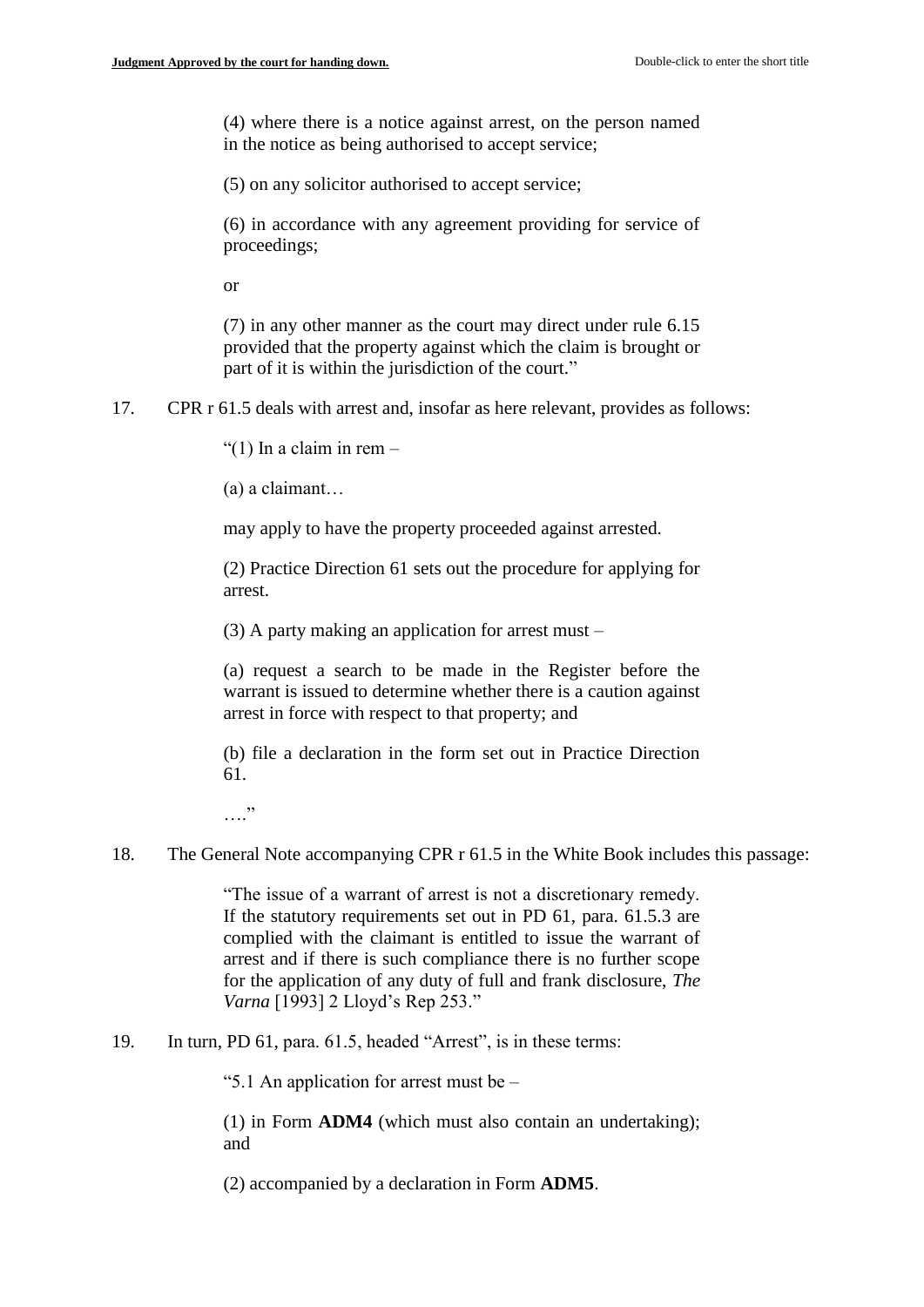> (4) where there is a notice against arrest, on the person named in the notice as being authorised to accept service;
>
> (5) on any solicitor authorised to accept service;
>
> (6) in accordance with any agreement providing for service of proceedings;
>
> or
>
> (7) in any other manner as the court may direct under rule 6.15 provided that the property against which the claim is brought or part of it is within the jurisdiction of the court."

17. CPR r 61.5 deals with arrest and, insofar as here relevant, provides as follows:

> "(1) In a claim in rem –
>
> (a) a claimant…
>
> may apply to have the property proceeded against arrested.
>
> (2) Practice Direction 61 sets out the procedure for applying for arrest.
>
> (3) A party making an application for arrest must –
>
> (a) request a search to be made in the Register before the warrant is issued to determine whether there is a caution against arrest in force with respect to that property; and
>
> (b) file a declaration in the form set out in Practice Direction 61.
>
> …."

18. The General Note accompanying CPR r 61.5 in the White Book includes this passage:

> "The issue of a warrant of arrest is not a discretionary remedy. If the statutory requirements set out in PD 61, para. 61.5.3 are complied with the claimant is entitled to issue the warrant of arrest and if there is such compliance there is no further scope for the application of any duty of full and frank disclosure, *The Varna* [1993] 2 Lloyd's Rep 253."

19. In turn, PD 61, para. 61.5, headed "Arrest", is in these terms:

> "5.1 An application for arrest must be –
>
> (1) in Form **ADM4** (which must also contain an undertaking); and
>
> (2) accompanied by a declaration in Form **ADM5**.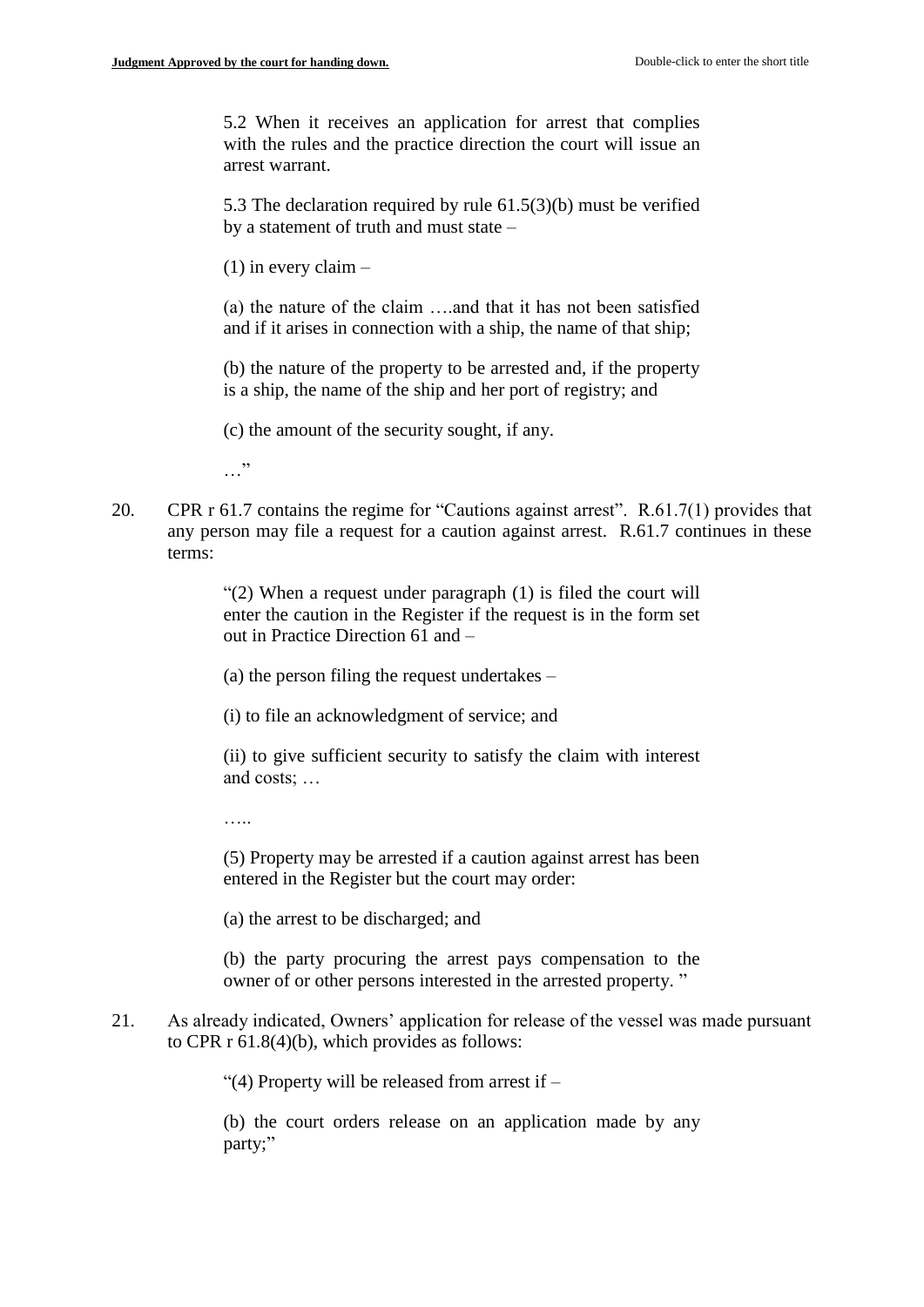> 5.2 When it receives an application for arrest that complies with the rules and the practice direction the court will issue an arrest warrant.
>
> 5.3 The declaration required by rule 61.5(3)(b) must be verified by a statement of truth and must state –
>
> (1) in every claim –
>
> (a) the nature of the claim ….and that it has not been satisfied and if it arises in connection with a ship, the name of that ship;
>
> (b) the nature of the property to be arrested and, if the property is a ship, the name of the ship and her port of registry; and
>
> (c) the amount of the security sought, if any.
>
> …"

20. CPR r 61.7 contains the regime for "Cautions against arrest". R.61.7(1) provides that any person may file a request for a caution against arrest. R.61.7 continues in these terms:

> "(2) When a request under paragraph (1) is filed the court will enter the caution in the Register if the request is in the form set out in Practice Direction 61 and –
>
> (a) the person filing the request undertakes –
>
> (i) to file an acknowledgment of service; and
>
> (ii) to give sufficient security to satisfy the claim with interest and costs; …
>
> …..
>
> (5) Property may be arrested if a caution against arrest has been entered in the Register but the court may order:
>
> (a) the arrest to be discharged; and
>
> (b) the party procuring the arrest pays compensation to the owner of or other persons interested in the arrested property. "

21. As already indicated, Owners' application for release of the vessel was made pursuant to CPR r 61.8(4)(b), which provides as follows:

> "(4) Property will be released from arrest if –
>
> (b) the court orders release on an application made by any party;"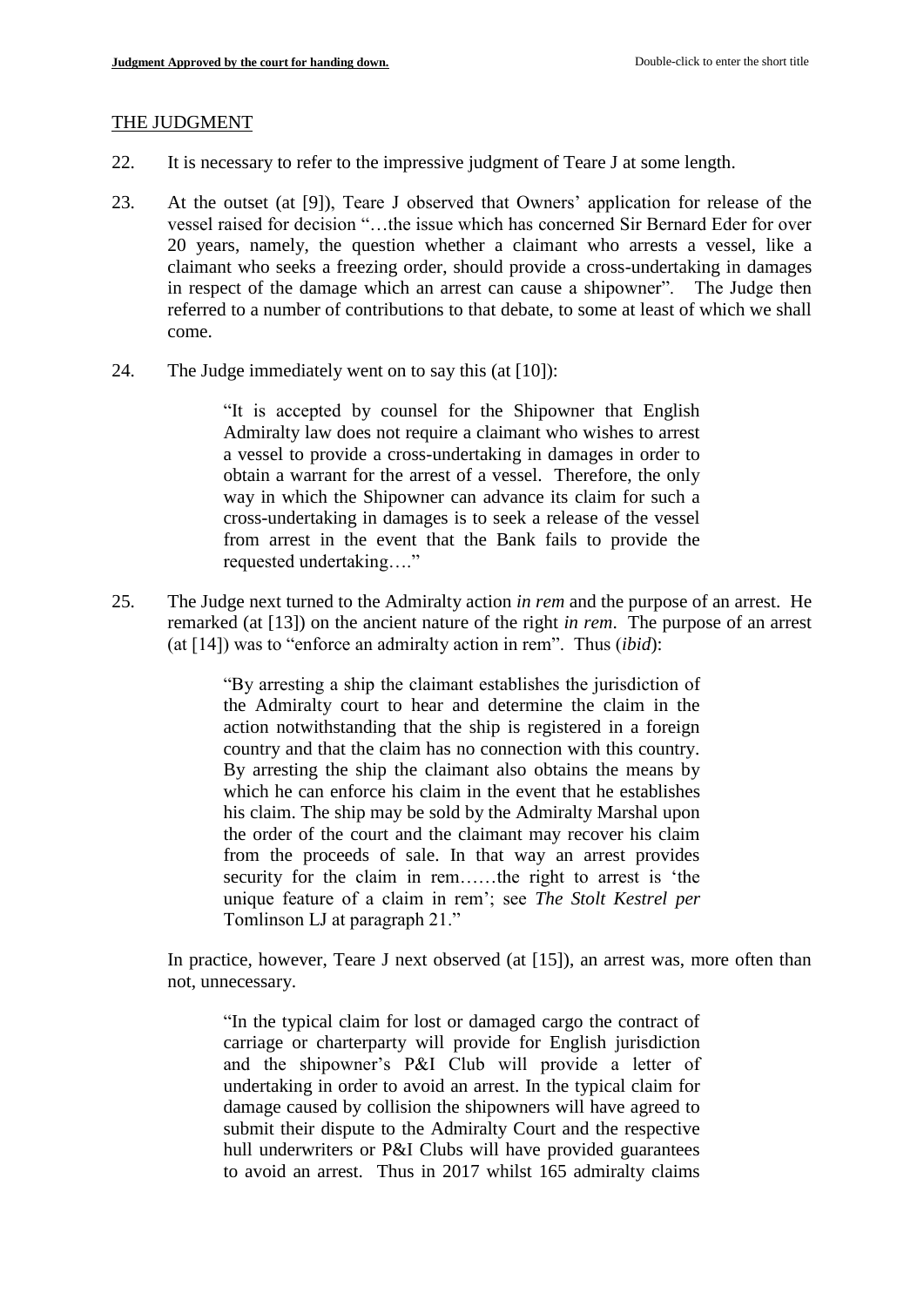THE JUDGMENT

22. It is necessary to refer to the impressive judgment of Teare J at some length.

23. At the outset (at [9]), Teare J observed that Owners' application for release of the vessel raised for decision "…the issue which has concerned Sir Bernard Eder for over 20 years, namely, the question whether a claimant who arrests a vessel, like a claimant who seeks a freezing order, should provide a cross-undertaking in damages in respect of the damage which an arrest can cause a shipowner". The Judge then referred to a number of contributions to that debate, to some at least of which we shall come.

24. The Judge immediately went on to say this (at [10]):

> "It is accepted by counsel for the Shipowner that English Admiralty law does not require a claimant who wishes to arrest a vessel to provide a cross-undertaking in damages in order to obtain a warrant for the arrest of a vessel. Therefore, the only way in which the Shipowner can advance its claim for such a cross-undertaking in damages is to seek a release of the vessel from arrest in the event that the Bank fails to provide the requested undertaking…."

25. The Judge next turned to the Admiralty action *in rem* and the purpose of an arrest. He remarked (at [13]) on the ancient nature of the right *in rem*. The purpose of an arrest (at [14]) was to "enforce an admiralty action in rem". Thus (*ibid*):

> "By arresting a ship the claimant establishes the jurisdiction of the Admiralty court to hear and determine the claim in the action notwithstanding that the ship is registered in a foreign country and that the claim has no connection with this country. By arresting the ship the claimant also obtains the means by which he can enforce his claim in the event that he establishes his claim. The ship may be sold by the Admiralty Marshal upon the order of the court and the claimant may recover his claim from the proceeds of sale. In that way an arrest provides security for the claim in rem……the right to arrest is 'the unique feature of a claim in rem'; see *The Stolt Kestrel per* Tomlinson LJ at paragraph 21."

In practice, however, Teare J next observed (at [15]), an arrest was, more often than not, unnecessary.

> "In the typical claim for lost or damaged cargo the contract of carriage or charterparty will provide for English jurisdiction and the shipowner's P&I Club will provide a letter of undertaking in order to avoid an arrest. In the typical claim for damage caused by collision the shipowners will have agreed to submit their dispute to the Admiralty Court and the respective hull underwriters or P&I Clubs will have provided guarantees to avoid an arrest. Thus in 2017 whilst 165 admiralty claims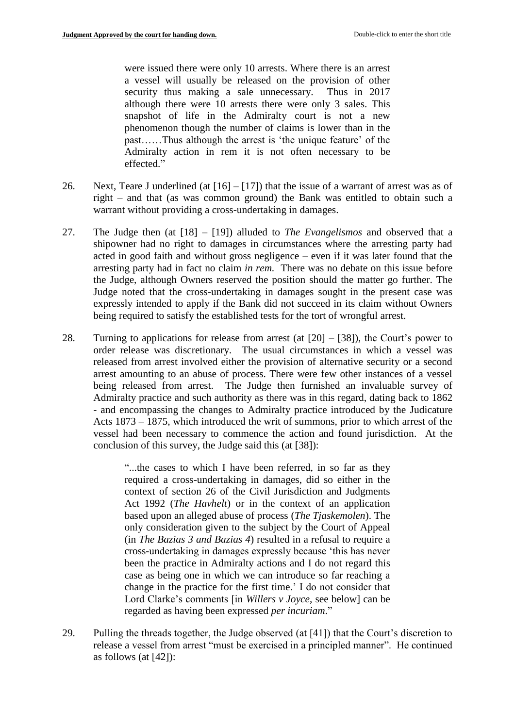> were issued there were only 10 arrests. Where there is an arrest a vessel will usually be released on the provision of other security thus making a sale unnecessary. Thus in 2017 although there were 10 arrests there were only 3 sales. This snapshot of life in the Admiralty court is not a new phenomenon though the number of claims is lower than in the past……Thus although the arrest is 'the unique feature' of the Admiralty action in rem it is not often necessary to be effected."

26. Next, Teare J underlined (at [16] – [17]) that the issue of a warrant of arrest was as of right – and that (as was common ground) the Bank was entitled to obtain such a warrant without providing a cross-undertaking in damages.

27. The Judge then (at [18] – [19]) alluded to *The Evangelismos* and observed that a shipowner had no right to damages in circumstances where the arresting party had acted in good faith and without gross negligence – even if it was later found that the arresting party had in fact no claim *in rem*. There was no debate on this issue before the Judge, although Owners reserved the position should the matter go further. The Judge noted that the cross-undertaking in damages sought in the present case was expressly intended to apply if the Bank did not succeed in its claim without Owners being required to satisfy the established tests for the tort of wrongful arrest.

28. Turning to applications for release from arrest (at [20] – [38]), the Court's power to order release was discretionary. The usual circumstances in which a vessel was released from arrest involved either the provision of alternative security or a second arrest amounting to an abuse of process. There were few other instances of a vessel being released from arrest. The Judge then furnished an invaluable survey of Admiralty practice and such authority as there was in this regard, dating back to 1862 - and encompassing the changes to Admiralty practice introduced by the Judicature Acts 1873 – 1875, which introduced the writ of summons, prior to which arrest of the vessel had been necessary to commence the action and found jurisdiction. At the conclusion of this survey, the Judge said this (at [38]):

> "...the cases to which I have been referred, in so far as they required a cross-undertaking in damages, did so either in the context of section 26 of the Civil Jurisdiction and Judgments Act 1992 (*The Havhelt*) or in the context of an application based upon an alleged abuse of process (*The Tjaskemolen*). The only consideration given to the subject by the Court of Appeal (in *The Bazias 3 and Bazias 4*) resulted in a refusal to require a cross-undertaking in damages expressly because 'this has never been the practice in Admiralty actions and I do not regard this case as being one in which we can introduce so far reaching a change in the practice for the first time.' I do not consider that Lord Clarke's comments [in *Willers v Joyce*, see below] can be regarded as having been expressed *per incuriam*."

29. Pulling the threads together, the Judge observed (at [41]) that the Court's discretion to release a vessel from arrest "must be exercised in a principled manner". He continued as follows (at [42]):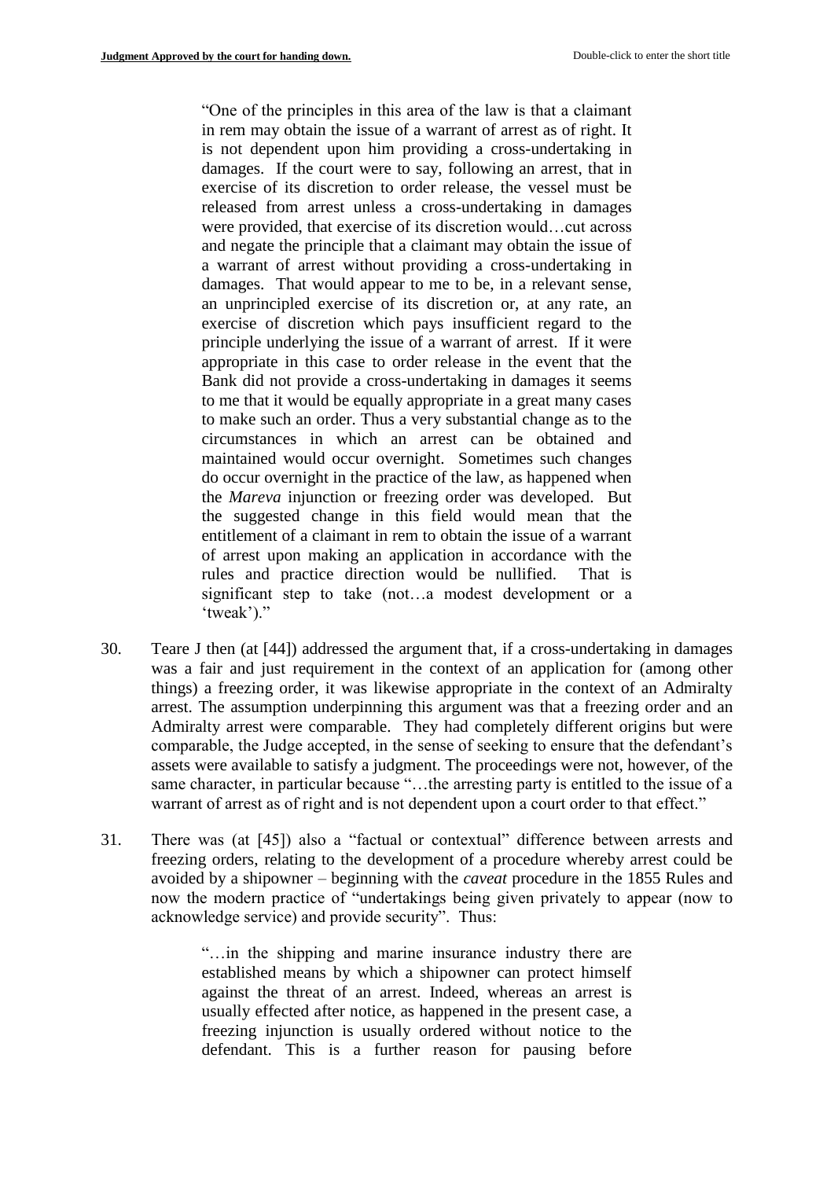> "One of the principles in this area of the law is that a claimant in rem may obtain the issue of a warrant of arrest as of right. It is not dependent upon him providing a cross-undertaking in damages. If the court were to say, following an arrest, that in exercise of its discretion to order release, the vessel must be released from arrest unless a cross-undertaking in damages were provided, that exercise of its discretion would…cut across and negate the principle that a claimant may obtain the issue of a warrant of arrest without providing a cross-undertaking in damages. That would appear to me to be, in a relevant sense, an unprincipled exercise of its discretion or, at any rate, an exercise of discretion which pays insufficient regard to the principle underlying the issue of a warrant of arrest. If it were appropriate in this case to order release in the event that the Bank did not provide a cross-undertaking in damages it seems to me that it would be equally appropriate in a great many cases to make such an order. Thus a very substantial change as to the circumstances in which an arrest can be obtained and maintained would occur overnight. Sometimes such changes do occur overnight in the practice of the law, as happened when the *Mareva* injunction or freezing order was developed. But the suggested change in this field would mean that the entitlement of a claimant in rem to obtain the issue of a warrant of arrest upon making an application in accordance with the rules and practice direction would be nullified. That is significant step to take (not…a modest development or a 'tweak')."

30. Teare J then (at [44]) addressed the argument that, if a cross-undertaking in damages was a fair and just requirement in the context of an application for (among other things) a freezing order, it was likewise appropriate in the context of an Admiralty arrest. The assumption underpinning this argument was that a freezing order and an Admiralty arrest were comparable. They had completely different origins but were comparable, the Judge accepted, in the sense of seeking to ensure that the defendant's assets were available to satisfy a judgment. The proceedings were not, however, of the same character, in particular because "…the arresting party is entitled to the issue of a warrant of arrest as of right and is not dependent upon a court order to that effect."

31. There was (at [45]) also a "factual or contextual" difference between arrests and freezing orders, relating to the development of a procedure whereby arrest could be avoided by a shipowner – beginning with the *caveat* procedure in the 1855 Rules and now the modern practice of "undertakings being given privately to appear (now to acknowledge service) and provide security". Thus:

> "…in the shipping and marine insurance industry there are established means by which a shipowner can protect himself against the threat of an arrest. Indeed, whereas an arrest is usually effected after notice, as happened in the present case, a freezing injunction is usually ordered without notice to the defendant. This is a further reason for pausing before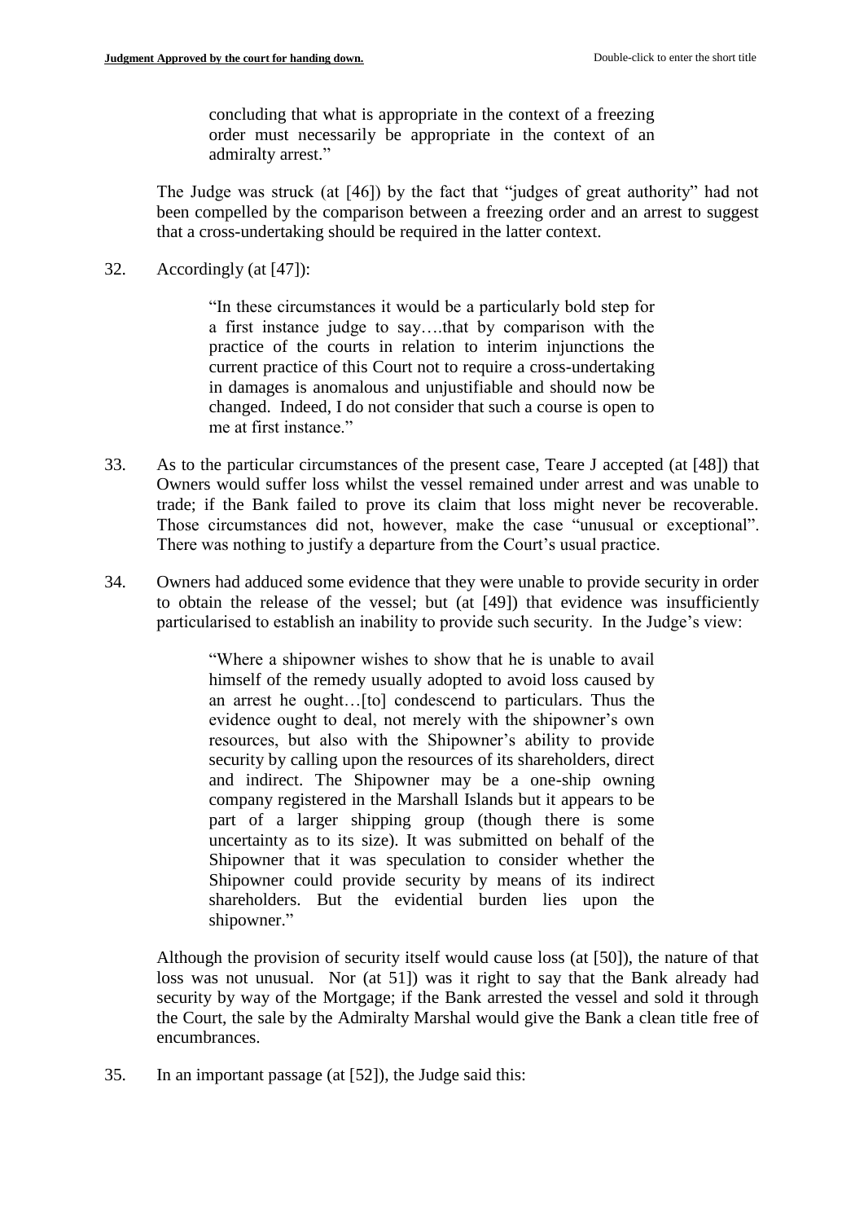> concluding that what is appropriate in the context of a freezing order must necessarily be appropriate in the context of an admiralty arrest."

The Judge was struck (at [46]) by the fact that "judges of great authority" had not been compelled by the comparison between a freezing order and an arrest to suggest that a cross-undertaking should be required in the latter context.

32. Accordingly (at [47]):

> "In these circumstances it would be a particularly bold step for a first instance judge to say….that by comparison with the practice of the courts in relation to interim injunctions the current practice of this Court not to require a cross-undertaking in damages is anomalous and unjustifiable and should now be changed. Indeed, I do not consider that such a course is open to me at first instance."

33. As to the particular circumstances of the present case, Teare J accepted (at [48]) that Owners would suffer loss whilst the vessel remained under arrest and was unable to trade; if the Bank failed to prove its claim that loss might never be recoverable. Those circumstances did not, however, make the case "unusual or exceptional". There was nothing to justify a departure from the Court's usual practice.

34. Owners had adduced some evidence that they were unable to provide security in order to obtain the release of the vessel; but (at [49]) that evidence was insufficiently particularised to establish an inability to provide such security. In the Judge's view:

> "Where a shipowner wishes to show that he is unable to avail himself of the remedy usually adopted to avoid loss caused by an arrest he ought…[to] condescend to particulars. Thus the evidence ought to deal, not merely with the shipowner's own resources, but also with the Shipowner's ability to provide security by calling upon the resources of its shareholders, direct and indirect. The Shipowner may be a one-ship owning company registered in the Marshall Islands but it appears to be part of a larger shipping group (though there is some uncertainty as to its size). It was submitted on behalf of the Shipowner that it was speculation to consider whether the Shipowner could provide security by means of its indirect shareholders. But the evidential burden lies upon the shipowner."

Although the provision of security itself would cause loss (at [50]), the nature of that loss was not unusual. Nor (at 51]) was it right to say that the Bank already had security by way of the Mortgage; if the Bank arrested the vessel and sold it through the Court, the sale by the Admiralty Marshal would give the Bank a clean title free of encumbrances.

35. In an important passage (at [52]), the Judge said this: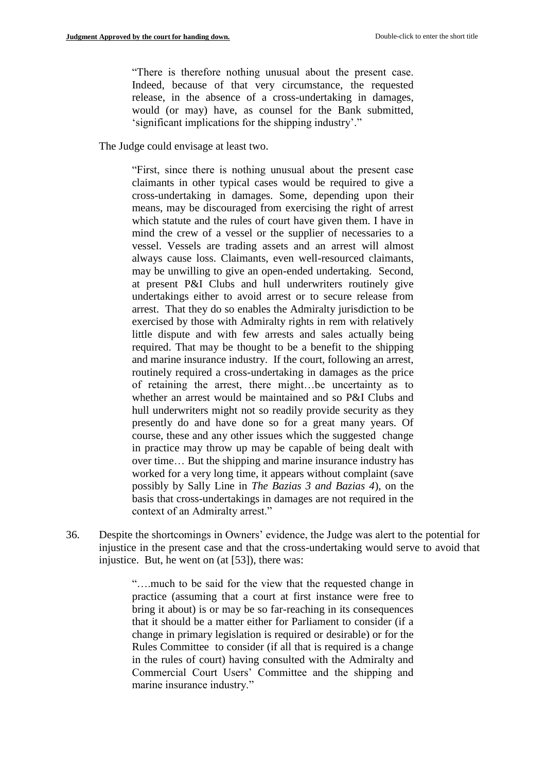> "There is therefore nothing unusual about the present case. Indeed, because of that very circumstance, the requested release, in the absence of a cross-undertaking in damages, would (or may) have, as counsel for the Bank submitted, 'significant implications for the shipping industry'."

The Judge could envisage at least two.

> "First, since there is nothing unusual about the present case claimants in other typical cases would be required to give a cross-undertaking in damages. Some, depending upon their means, may be discouraged from exercising the right of arrest which statute and the rules of court have given them. I have in mind the crew of a vessel or the supplier of necessaries to a vessel. Vessels are trading assets and an arrest will almost always cause loss. Claimants, even well-resourced claimants, may be unwilling to give an open-ended undertaking. Second, at present P&I Clubs and hull underwriters routinely give undertakings either to avoid arrest or to secure release from arrest. That they do so enables the Admiralty jurisdiction to be exercised by those with Admiralty rights in rem with relatively little dispute and with few arrests and sales actually being required. That may be thought to be a benefit to the shipping and marine insurance industry. If the court, following an arrest, routinely required a cross-undertaking in damages as the price of retaining the arrest, there might…be uncertainty as to whether an arrest would be maintained and so P&I Clubs and hull underwriters might not so readily provide security as they presently do and have done so for a great many years. Of course, these and any other issues which the suggested change in practice may throw up may be capable of being dealt with over time… But the shipping and marine insurance industry has worked for a very long time, it appears without complaint (save possibly by Sally Line in *The Bazias 3 and Bazias 4*), on the basis that cross-undertakings in damages are not required in the context of an Admiralty arrest."

36. Despite the shortcomings in Owners' evidence, the Judge was alert to the potential for injustice in the present case and that the cross-undertaking would serve to avoid that injustice. But, he went on (at [53]), there was:

> "….much to be said for the view that the requested change in practice (assuming that a court at first instance were free to bring it about) is or may be so far-reaching in its consequences that it should be a matter either for Parliament to consider (if a change in primary legislation is required or desirable) or for the Rules Committee to consider (if all that is required is a change in the rules of court) having consulted with the Admiralty and Commercial Court Users' Committee and the shipping and marine insurance industry."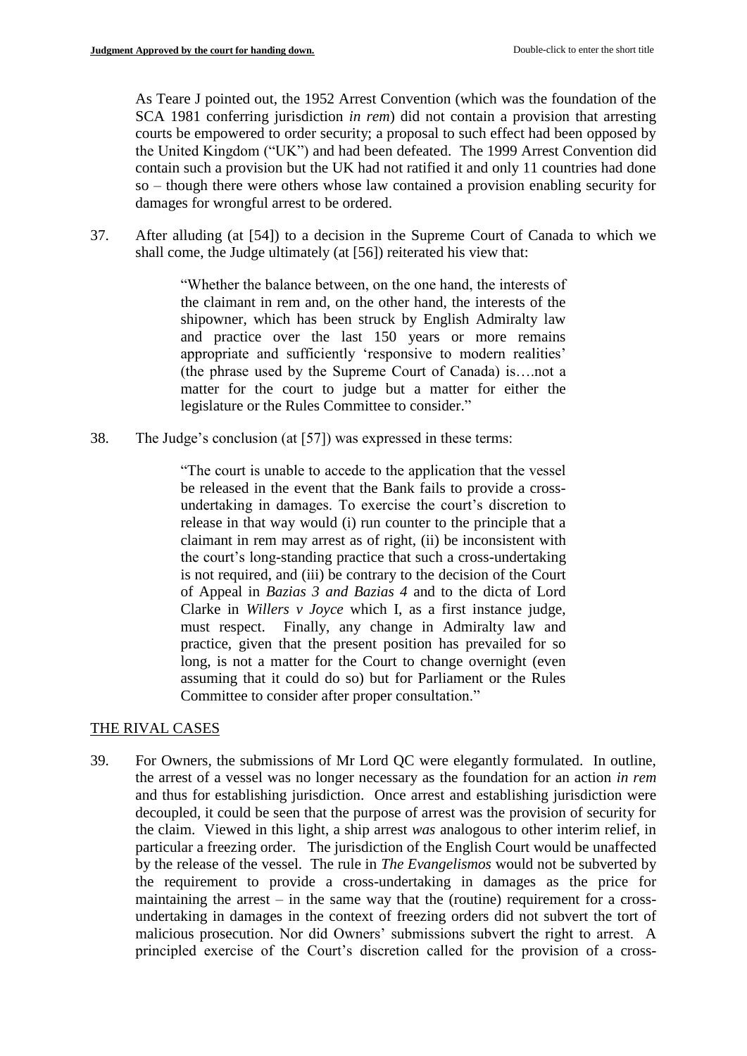As Teare J pointed out, the 1952 Arrest Convention (which was the foundation of the SCA 1981 conferring jurisdiction *in rem*) did not contain a provision that arresting courts be empowered to order security; a proposal to such effect had been opposed by the United Kingdom ("UK") and had been defeated. The 1999 Arrest Convention did contain such a provision but the UK had not ratified it and only 11 countries had done so – though there were others whose law contained a provision enabling security for damages for wrongful arrest to be ordered.

37. After alluding (at [54]) to a decision in the Supreme Court of Canada to which we shall come, the Judge ultimately (at [56]) reiterated his view that:

> "Whether the balance between, on the one hand, the interests of the claimant in rem and, on the other hand, the interests of the shipowner, which has been struck by English Admiralty law and practice over the last 150 years or more remains appropriate and sufficiently 'responsive to modern realities' (the phrase used by the Supreme Court of Canada) is….not a matter for the court to judge but a matter for either the legislature or the Rules Committee to consider."

38. The Judge's conclusion (at [57]) was expressed in these terms:

> "The court is unable to accede to the application that the vessel be released in the event that the Bank fails to provide a cross-undertaking in damages. To exercise the court's discretion to release in that way would (i) run counter to the principle that a claimant in rem may arrest as of right, (ii) be inconsistent with the court's long-standing practice that such a cross-undertaking is not required, and (iii) be contrary to the decision of the Court of Appeal in *Bazias 3 and Bazias 4* and to the dicta of Lord Clarke in *Willers v Joyce* which I, as a first instance judge, must respect. Finally, any change in Admiralty law and practice, given that the present position has prevailed for so long, is not a matter for the Court to change overnight (even assuming that it could do so) but for Parliament or the Rules Committee to consider after proper consultation."

## THE RIVAL CASES

39. For Owners, the submissions of Mr Lord QC were elegantly formulated. In outline, the arrest of a vessel was no longer necessary as the foundation for an action *in rem* and thus for establishing jurisdiction. Once arrest and establishing jurisdiction were decoupled, it could be seen that the purpose of arrest was the provision of security for the claim. Viewed in this light, a ship arrest *was* analogous to other interim relief, in particular a freezing order. The jurisdiction of the English Court would be unaffected by the release of the vessel. The rule in *The Evangelismos* would not be subverted by the requirement to provide a cross-undertaking in damages as the price for maintaining the arrest – in the same way that the (routine) requirement for a cross-undertaking in damages in the context of freezing orders did not subvert the tort of malicious prosecution. Nor did Owners' submissions subvert the right to arrest. A principled exercise of the Court's discretion called for the provision of a cross-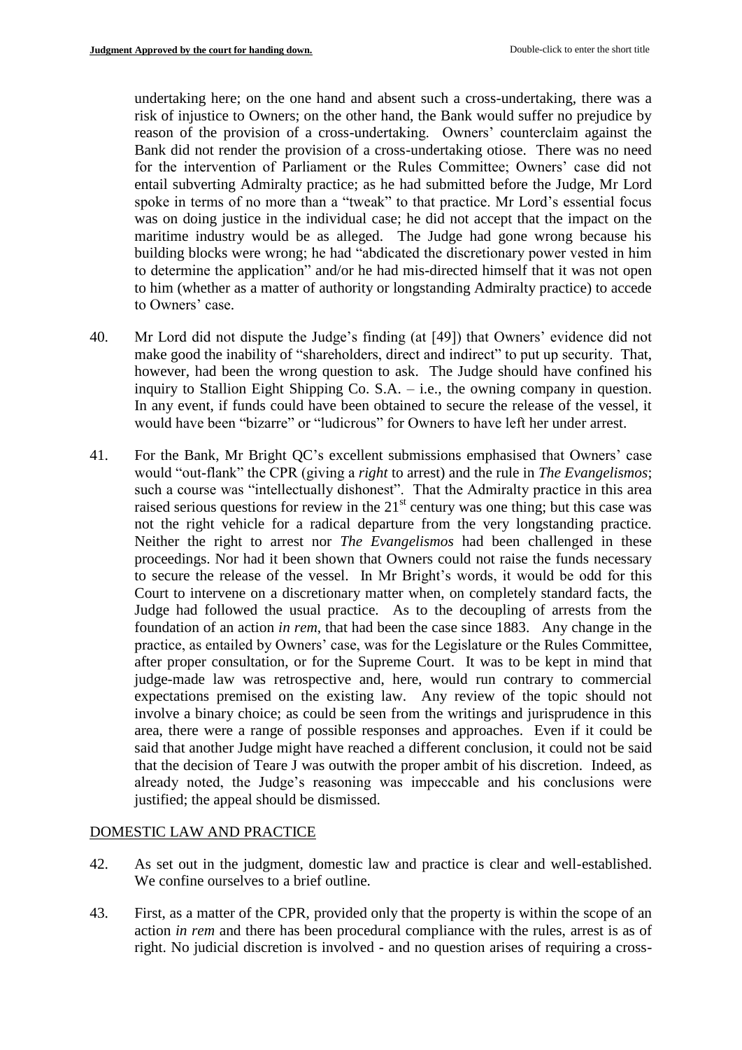undertaking here; on the one hand and absent such a cross-undertaking, there was a risk of injustice to Owners; on the other hand, the Bank would suffer no prejudice by reason of the provision of a cross-undertaking. Owners' counterclaim against the Bank did not render the provision of a cross-undertaking otiose. There was no need for the intervention of Parliament or the Rules Committee; Owners' case did not entail subverting Admiralty practice; as he had submitted before the Judge, Mr Lord spoke in terms of no more than a "tweak" to that practice. Mr Lord's essential focus was on doing justice in the individual case; he did not accept that the impact on the maritime industry would be as alleged. The Judge had gone wrong because his building blocks were wrong; he had "abdicated the discretionary power vested in him to determine the application" and/or he had mis-directed himself that it was not open to him (whether as a matter of authority or longstanding Admiralty practice) to accede to Owners' case.

40. Mr Lord did not dispute the Judge's finding (at [49]) that Owners' evidence did not make good the inability of "shareholders, direct and indirect" to put up security. That, however, had been the wrong question to ask. The Judge should have confined his inquiry to Stallion Eight Shipping Co. S.A. – i.e., the owning company in question. In any event, if funds could have been obtained to secure the release of the vessel, it would have been "bizarre" or "ludicrous" for Owners to have left her under arrest.

41. For the Bank, Mr Bright QC's excellent submissions emphasised that Owners' case would "out-flank" the CPR (giving a *right* to arrest) and the rule in *The Evangelismos*; such a course was "intellectually dishonest". That the Admiralty practice in this area raised serious questions for review in the 21st century was one thing; but this case was not the right vehicle for a radical departure from the very longstanding practice. Neither the right to arrest nor *The Evangelismos* had been challenged in these proceedings. Nor had it been shown that Owners could not raise the funds necessary to secure the release of the vessel. In Mr Bright's words, it would be odd for this Court to intervene on a discretionary matter when, on completely standard facts, the Judge had followed the usual practice. As to the decoupling of arrests from the foundation of an action *in rem*, that had been the case since 1883. Any change in the practice, as entailed by Owners' case, was for the Legislature or the Rules Committee, after proper consultation, or for the Supreme Court. It was to be kept in mind that judge-made law was retrospective and, here, would run contrary to commercial expectations premised on the existing law. Any review of the topic should not involve a binary choice; as could be seen from the writings and jurisprudence in this area, there were a range of possible responses and approaches. Even if it could be said that another Judge might have reached a different conclusion, it could not be said that the decision of Teare J was outwith the proper ambit of his discretion. Indeed, as already noted, the Judge's reasoning was impeccable and his conclusions were justified; the appeal should be dismissed.

## DOMESTIC LAW AND PRACTICE

42. As set out in the judgment, domestic law and practice is clear and well-established. We confine ourselves to a brief outline.

43. First, as a matter of the CPR, provided only that the property is within the scope of an action *in rem* and there has been procedural compliance with the rules, arrest is as of right. No judicial discretion is involved - and no question arises of requiring a cross-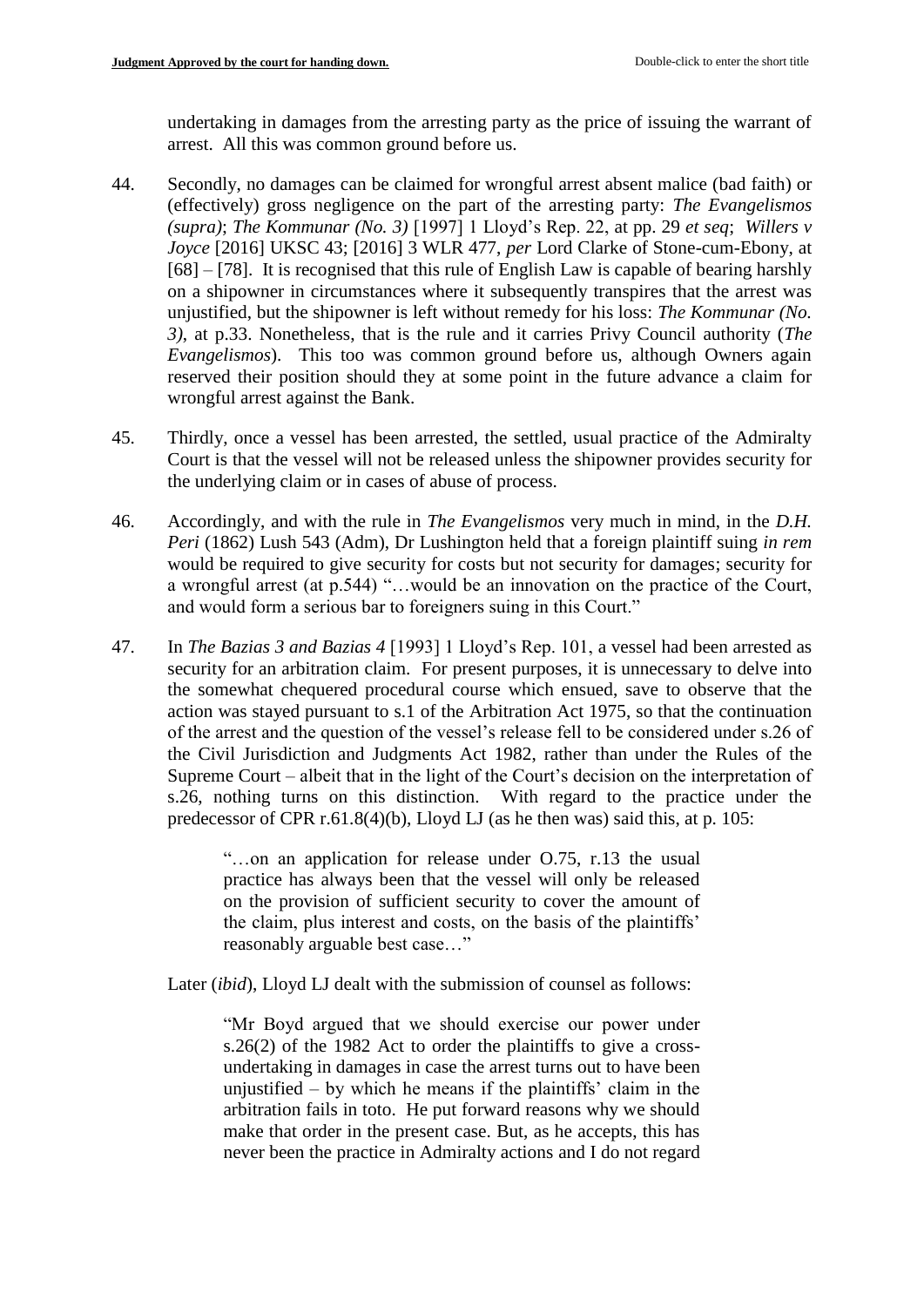undertaking in damages from the arresting party as the price of issuing the warrant of arrest. All this was common ground before us.

44. Secondly, no damages can be claimed for wrongful arrest absent malice (bad faith) or (effectively) gross negligence on the part of the arresting party: *The Evangelismos (supra)*; *The Kommunar (No. 3)* [1997] 1 Lloyd's Rep. 22, at pp. 29 *et seq*; *Willers v Joyce* [2016] UKSC 43; [2016] 3 WLR 477, *per* Lord Clarke of Stone-cum-Ebony, at [68] – [78]. It is recognised that this rule of English Law is capable of bearing harshly on a shipowner in circumstances where it subsequently transpires that the arrest was unjustified, but the shipowner is left without remedy for his loss: *The Kommunar (No. 3)*, at p.33. Nonetheless, that is the rule and it carries Privy Council authority (*The Evangelismos*). This too was common ground before us, although Owners again reserved their position should they at some point in the future advance a claim for wrongful arrest against the Bank.

45. Thirdly, once a vessel has been arrested, the settled, usual practice of the Admiralty Court is that the vessel will not be released unless the shipowner provides security for the underlying claim or in cases of abuse of process.

46. Accordingly, and with the rule in *The Evangelismos* very much in mind, in the *D.H. Peri* (1862) Lush 543 (Adm), Dr Lushington held that a foreign plaintiff suing *in rem* would be required to give security for costs but not security for damages; security for a wrongful arrest (at p.544) "…would be an innovation on the practice of the Court, and would form a serious bar to foreigners suing in this Court."

47. In *The Bazias 3 and Bazias 4* [1993] 1 Lloyd's Rep. 101, a vessel had been arrested as security for an arbitration claim. For present purposes, it is unnecessary to delve into the somewhat chequered procedural course which ensued, save to observe that the action was stayed pursuant to s.1 of the Arbitration Act 1975, so that the continuation of the arrest and the question of the vessel's release fell to be considered under s.26 of the Civil Jurisdiction and Judgments Act 1982, rather than under the Rules of the Supreme Court – albeit that in the light of the Court's decision on the interpretation of s.26, nothing turns on this distinction. With regard to the practice under the predecessor of CPR r.61.8(4)(b), Lloyd LJ (as he then was) said this, at p. 105:

> "…on an application for release under O.75, r.13 the usual practice has always been that the vessel will only be released on the provision of sufficient security to cover the amount of the claim, plus interest and costs, on the basis of the plaintiffs' reasonably arguable best case…"

Later (*ibid*), Lloyd LJ dealt with the submission of counsel as follows:

> "Mr Boyd argued that we should exercise our power under s.26(2) of the 1982 Act to order the plaintiffs to give a cross-undertaking in damages in case the arrest turns out to have been unjustified – by which he means if the plaintiffs' claim in the arbitration fails in toto. He put forward reasons why we should make that order in the present case. But, as he accepts, this has never been the practice in Admiralty actions and I do not regard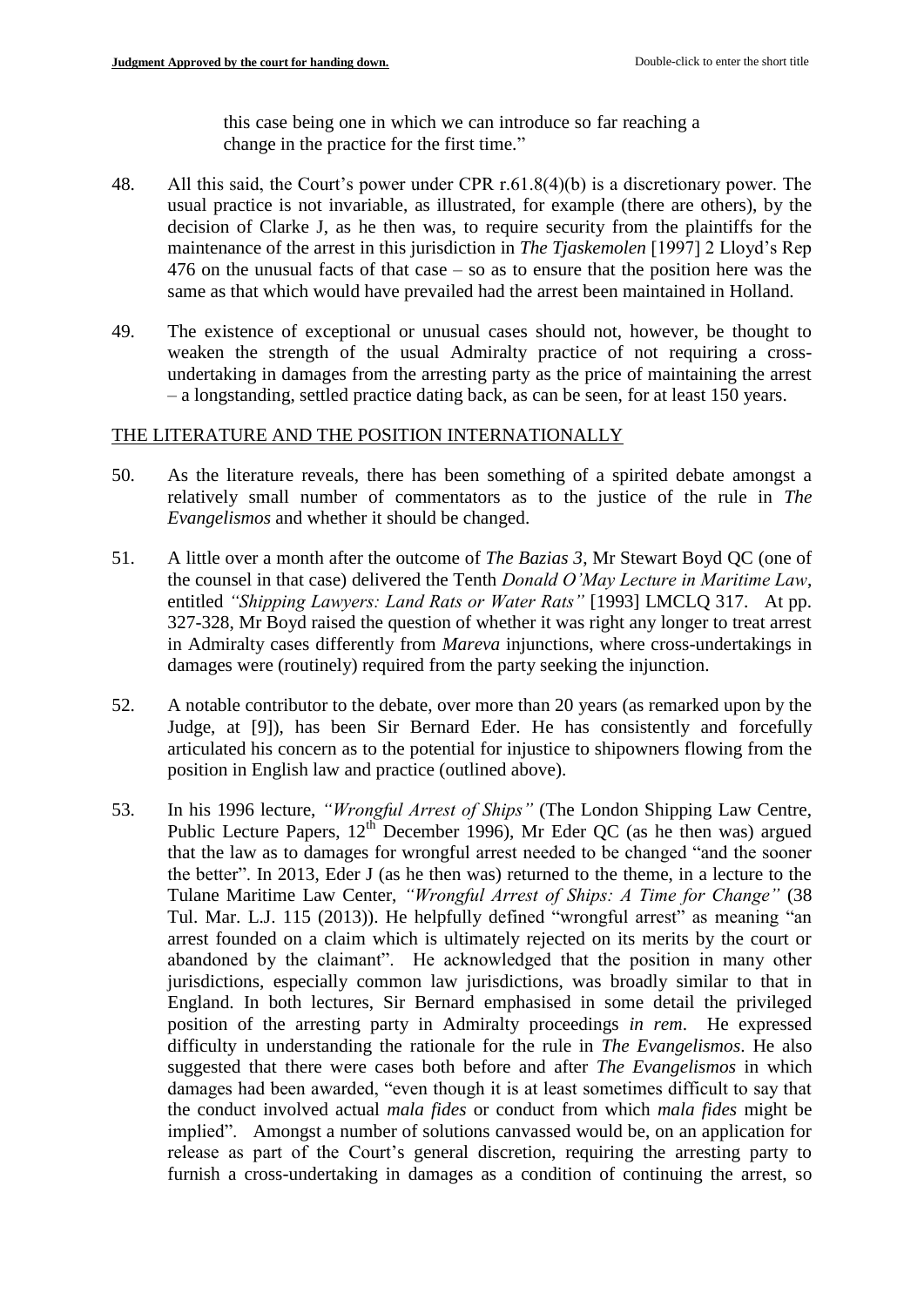this case being one in which we can introduce so far reaching a change in the practice for the first time."

48. All this said, the Court's power under CPR r.61.8(4)(b) is a discretionary power. The usual practice is not invariable, as illustrated, for example (there are others), by the decision of Clarke J, as he then was, to require security from the plaintiffs for the maintenance of the arrest in this jurisdiction in *The Tjaskemolen* [1997] 2 Lloyd's Rep 476 on the unusual facts of that case – so as to ensure that the position here was the same as that which would have prevailed had the arrest been maintained in Holland.

49. The existence of exceptional or unusual cases should not, however, be thought to weaken the strength of the usual Admiralty practice of not requiring a cross-undertaking in damages from the arresting party as the price of maintaining the arrest – a longstanding, settled practice dating back, as can be seen, for at least 150 years.

## THE LITERATURE AND THE POSITION INTERNATIONALLY

50. As the literature reveals, there has been something of a spirited debate amongst a relatively small number of commentators as to the justice of the rule in *The Evangelismos* and whether it should be changed.

51. A little over a month after the outcome of *The Bazias 3*, Mr Stewart Boyd QC (one of the counsel in that case) delivered the Tenth *Donald O'May Lecture in Maritime Law*, entitled *"Shipping Lawyers: Land Rats or Water Rats"* [1993] LMCLQ 317. At pp. 327-328, Mr Boyd raised the question of whether it was right any longer to treat arrest in Admiralty cases differently from *Mareva* injunctions, where cross-undertakings in damages were (routinely) required from the party seeking the injunction.

52. A notable contributor to the debate, over more than 20 years (as remarked upon by the Judge, at [9]), has been Sir Bernard Eder. He has consistently and forcefully articulated his concern as to the potential for injustice to shipowners flowing from the position in English law and practice (outlined above).

53. In his 1996 lecture, *"Wrongful Arrest of Ships"* (The London Shipping Law Centre, Public Lecture Papers, 12th December 1996), Mr Eder QC (as he then was) argued that the law as to damages for wrongful arrest needed to be changed "and the sooner the better". In 2013, Eder J (as he then was) returned to the theme, in a lecture to the Tulane Maritime Law Center, *"Wrongful Arrest of Ships: A Time for Change"* (38 Tul. Mar. L.J. 115 (2013)). He helpfully defined "wrongful arrest" as meaning "an arrest founded on a claim which is ultimately rejected on its merits by the court or abandoned by the claimant". He acknowledged that the position in many other jurisdictions, especially common law jurisdictions, was broadly similar to that in England. In both lectures, Sir Bernard emphasised in some detail the privileged position of the arresting party in Admiralty proceedings *in rem*. He expressed difficulty in understanding the rationale for the rule in *The Evangelismos*. He also suggested that there were cases both before and after *The Evangelismos* in which damages had been awarded, "even though it is at least sometimes difficult to say that the conduct involved actual *mala fides* or conduct from which *mala fides* might be implied". Amongst a number of solutions canvassed would be, on an application for release as part of the Court's general discretion, requiring the arresting party to furnish a cross-undertaking in damages as a condition of continuing the arrest, so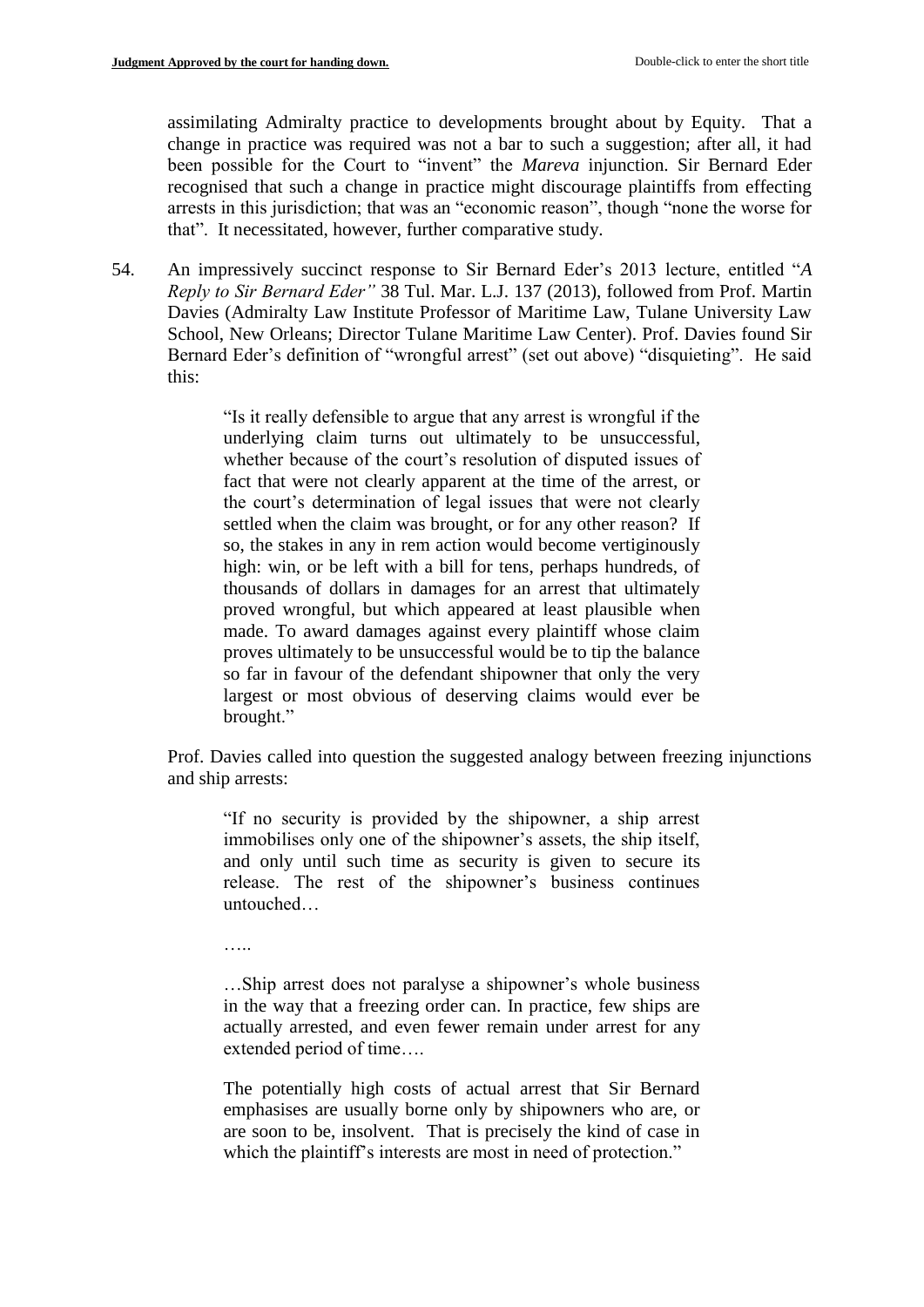assimilating Admiralty practice to developments brought about by Equity. That a change in practice was required was not a bar to such a suggestion; after all, it had been possible for the Court to "invent" the *Mareva* injunction. Sir Bernard Eder recognised that such a change in practice might discourage plaintiffs from effecting arrests in this jurisdiction; that was an "economic reason", though "none the worse for that". It necessitated, however, further comparative study.

54. An impressively succinct response to Sir Bernard Eder's 2013 lecture, entitled "*A Reply to Sir Bernard Eder"* 38 Tul. Mar. L.J. 137 (2013), followed from Prof. Martin Davies (Admiralty Law Institute Professor of Maritime Law, Tulane University Law School, New Orleans; Director Tulane Maritime Law Center). Prof. Davies found Sir Bernard Eder's definition of "wrongful arrest" (set out above) "disquieting". He said this:

> "Is it really defensible to argue that any arrest is wrongful if the underlying claim turns out ultimately to be unsuccessful, whether because of the court's resolution of disputed issues of fact that were not clearly apparent at the time of the arrest, or the court's determination of legal issues that were not clearly settled when the claim was brought, or for any other reason? If so, the stakes in any in rem action would become vertiginously high: win, or be left with a bill for tens, perhaps hundreds, of thousands of dollars in damages for an arrest that ultimately proved wrongful, but which appeared at least plausible when made. To award damages against every plaintiff whose claim proves ultimately to be unsuccessful would be to tip the balance so far in favour of the defendant shipowner that only the very largest or most obvious of deserving claims would ever be brought."

Prof. Davies called into question the suggested analogy between freezing injunctions and ship arrests:

> "If no security is provided by the shipowner, a ship arrest immobilises only one of the shipowner's assets, the ship itself, and only until such time as security is given to secure its release. The rest of the shipowner's business continues untouched…
>
> …..
>
> …Ship arrest does not paralyse a shipowner's whole business in the way that a freezing order can. In practice, few ships are actually arrested, and even fewer remain under arrest for any extended period of time….
>
> The potentially high costs of actual arrest that Sir Bernard emphasises are usually borne only by shipowners who are, or are soon to be, insolvent. That is precisely the kind of case in which the plaintiff's interests are most in need of protection."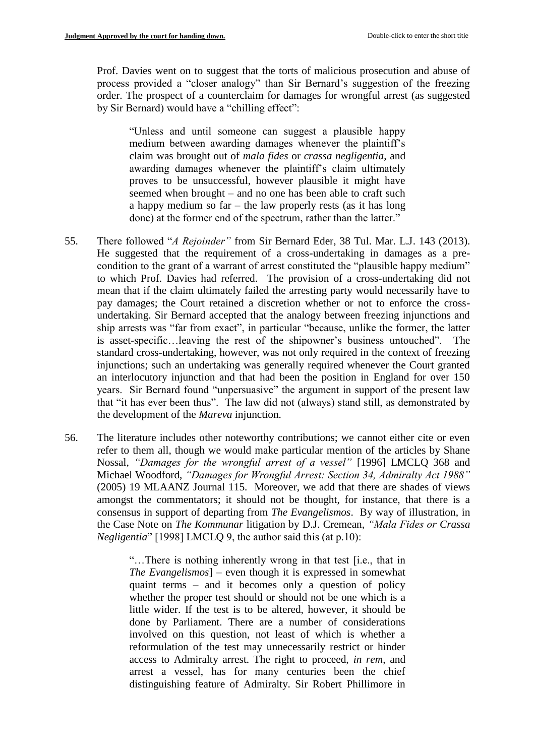Prof. Davies went on to suggest that the torts of malicious prosecution and abuse of process provided a "closer analogy" than Sir Bernard's suggestion of the freezing order. The prospect of a counterclaim for damages for wrongful arrest (as suggested by Sir Bernard) would have a "chilling effect":

> "Unless and until someone can suggest a plausible happy medium between awarding damages whenever the plaintiff's claim was brought out of *mala fides* or *crassa negligentia*, and awarding damages whenever the plaintiff's claim ultimately proves to be unsuccessful, however plausible it might have seemed when brought – and no one has been able to craft such a happy medium so far – the law properly rests (as it has long done) at the former end of the spectrum, rather than the latter."

55. There followed "*A Rejoinder*" from Sir Bernard Eder, 38 Tul. Mar. L.J. 143 (2013). He suggested that the requirement of a cross-undertaking in damages as a pre-condition to the grant of a warrant of arrest constituted the "plausible happy medium" to which Prof. Davies had referred. The provision of a cross-undertaking did not mean that if the claim ultimately failed the arresting party would necessarily have to pay damages; the Court retained a discretion whether or not to enforce the cross-undertaking. Sir Bernard accepted that the analogy between freezing injunctions and ship arrests was "far from exact", in particular "because, unlike the former, the latter is asset-specific…leaving the rest of the shipowner's business untouched". The standard cross-undertaking, however, was not only required in the context of freezing injunctions; such an undertaking was generally required whenever the Court granted an interlocutory injunction and that had been the position in England for over 150 years. Sir Bernard found "unpersuasive" the argument in support of the present law that "it has ever been thus". The law did not (always) stand still, as demonstrated by the development of the *Mareva* injunction.

56. The literature includes other noteworthy contributions; we cannot either cite or even refer to them all, though we would make particular mention of the articles by Shane Nossal, *"Damages for the wrongful arrest of a vessel"* [1996] LMCLQ 368 and Michael Woodford, *"Damages for Wrongful Arrest: Section 34, Admiralty Act 1988"* (2005) 19 MLAANZ Journal 115. Moreover, we add that there are shades of views amongst the commentators; it should not be thought, for instance, that there is a consensus in support of departing from *The Evangelismos*. By way of illustration, in the Case Note on *The Kommunar* litigation by D.J. Cremean, *"Mala Fides or Crassa Negligentia*" [1998] LMCLQ 9, the author said this (at p.10):

> "…There is nothing inherently wrong in that test [i.e., that in *The Evangelismos*] – even though it is expressed in somewhat quaint terms – and it becomes only a question of policy whether the proper test should or should not be one which is a little wider. If the test is to be altered, however, it should be done by Parliament. There are a number of considerations involved on this question, not least of which is whether a reformulation of the test may unnecessarily restrict or hinder access to Admiralty arrest. The right to proceed, *in rem*, and arrest a vessel, has for many centuries been the chief distinguishing feature of Admiralty. Sir Robert Phillimore in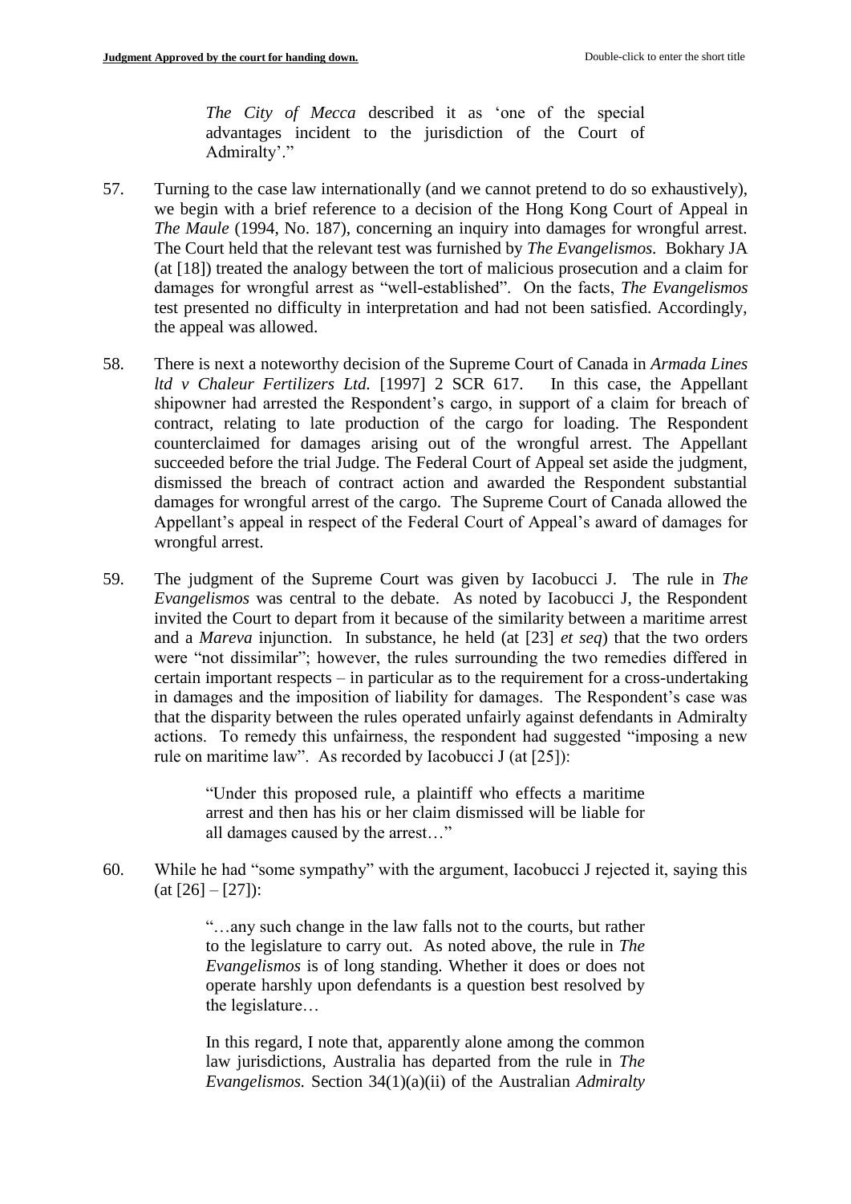*The City of Mecca* described it as 'one of the special advantages incident to the jurisdiction of the Court of Admiralty'."

57. Turning to the case law internationally (and we cannot pretend to do so exhaustively), we begin with a brief reference to a decision of the Hong Kong Court of Appeal in *The Maule* (1994, No. 187), concerning an inquiry into damages for wrongful arrest. The Court held that the relevant test was furnished by *The Evangelismos.* Bokhary JA (at [18]) treated the analogy between the tort of malicious prosecution and a claim for damages for wrongful arrest as "well-established". On the facts, *The Evangelismos* test presented no difficulty in interpretation and had not been satisfied. Accordingly, the appeal was allowed.

58. There is next a noteworthy decision of the Supreme Court of Canada in *Armada Lines ltd v Chaleur Fertilizers Ltd.* [1997] 2 SCR 617. In this case, the Appellant shipowner had arrested the Respondent's cargo, in support of a claim for breach of contract, relating to late production of the cargo for loading. The Respondent counterclaimed for damages arising out of the wrongful arrest. The Appellant succeeded before the trial Judge. The Federal Court of Appeal set aside the judgment, dismissed the breach of contract action and awarded the Respondent substantial damages for wrongful arrest of the cargo. The Supreme Court of Canada allowed the Appellant's appeal in respect of the Federal Court of Appeal's award of damages for wrongful arrest.

59. The judgment of the Supreme Court was given by Iacobucci J. The rule in *The Evangelismos* was central to the debate. As noted by Iacobucci J, the Respondent invited the Court to depart from it because of the similarity between a maritime arrest and a *Mareva* injunction. In substance, he held (at [23] *et seq*) that the two orders were "not dissimilar"; however, the rules surrounding the two remedies differed in certain important respects – in particular as to the requirement for a cross-undertaking in damages and the imposition of liability for damages. The Respondent's case was that the disparity between the rules operated unfairly against defendants in Admiralty actions. To remedy this unfairness, the respondent had suggested "imposing a new rule on maritime law". As recorded by Iacobucci J (at [25]):

> "Under this proposed rule, a plaintiff who effects a maritime arrest and then has his or her claim dismissed will be liable for all damages caused by the arrest…"

60. While he had "some sympathy" with the argument, Iacobucci J rejected it, saying this (at [26] – [27]):

> "…any such change in the law falls not to the courts, but rather to the legislature to carry out. As noted above, the rule in *The Evangelismos* is of long standing. Whether it does or does not operate harshly upon defendants is a question best resolved by the legislature…
>
> In this regard, I note that, apparently alone among the common law jurisdictions, Australia has departed from the rule in *The Evangelismos.* Section 34(1)(a)(ii) of the Australian *Admiralty*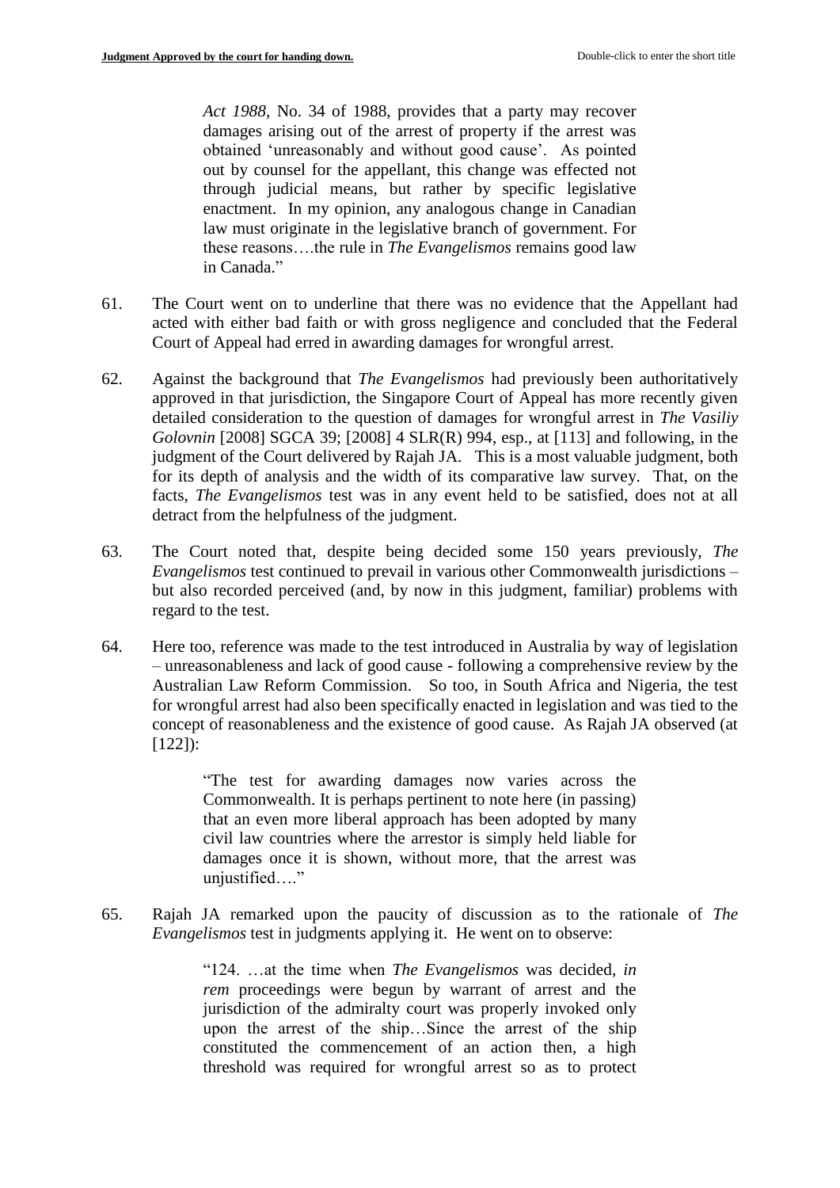> *Act 1988*, No. 34 of 1988, provides that a party may recover damages arising out of the arrest of property if the arrest was obtained 'unreasonably and without good cause'. As pointed out by counsel for the appellant, this change was effected not through judicial means, but rather by specific legislative enactment. In my opinion, any analogous change in Canadian law must originate in the legislative branch of government. For these reasons….the rule in *The Evangelismos* remains good law in Canada."

61. The Court went on to underline that there was no evidence that the Appellant had acted with either bad faith or with gross negligence and concluded that the Federal Court of Appeal had erred in awarding damages for wrongful arrest.

62. Against the background that *The Evangelismos* had previously been authoritatively approved in that jurisdiction, the Singapore Court of Appeal has more recently given detailed consideration to the question of damages for wrongful arrest in *The Vasiliy Golovnin* [2008] SGCA 39; [2008] 4 SLR(R) 994, esp., at [113] and following, in the judgment of the Court delivered by Rajah JA. This is a most valuable judgment, both for its depth of analysis and the width of its comparative law survey. That, on the facts, *The Evangelismos* test was in any event held to be satisfied, does not at all detract from the helpfulness of the judgment.

63. The Court noted that, despite being decided some 150 years previously, *The Evangelismos* test continued to prevail in various other Commonwealth jurisdictions – but also recorded perceived (and, by now in this judgment, familiar) problems with regard to the test.

64. Here too, reference was made to the test introduced in Australia by way of legislation – unreasonableness and lack of good cause - following a comprehensive review by the Australian Law Reform Commission. So too, in South Africa and Nigeria, the test for wrongful arrest had also been specifically enacted in legislation and was tied to the concept of reasonableness and the existence of good cause. As Rajah JA observed (at [122]):

> "The test for awarding damages now varies across the Commonwealth. It is perhaps pertinent to note here (in passing) that an even more liberal approach has been adopted by many civil law countries where the arrestor is simply held liable for damages once it is shown, without more, that the arrest was unjustified…."

65. Rajah JA remarked upon the paucity of discussion as to the rationale of *The Evangelismos* test in judgments applying it. He went on to observe:

> "124. …at the time when *The Evangelismos* was decided, *in rem* proceedings were begun by warrant of arrest and the jurisdiction of the admiralty court was properly invoked only upon the arrest of the ship…Since the arrest of the ship constituted the commencement of an action then, a high threshold was required for wrongful arrest so as to protect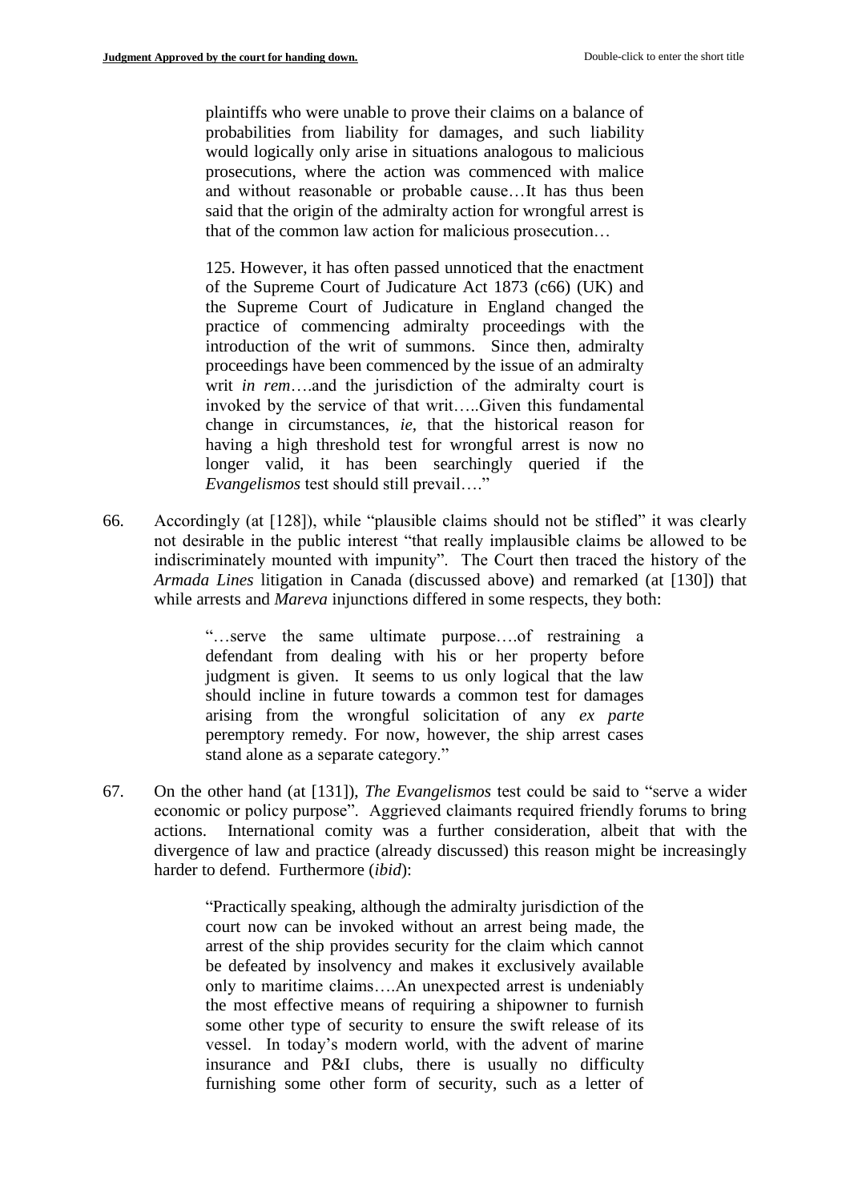> plaintiffs who were unable to prove their claims on a balance of probabilities from liability for damages, and such liability would logically only arise in situations analogous to malicious prosecutions, where the action was commenced with malice and without reasonable or probable cause…It has thus been said that the origin of the admiralty action for wrongful arrest is that of the common law action for malicious prosecution…
>
> 125. However, it has often passed unnoticed that the enactment of the Supreme Court of Judicature Act 1873 (c66) (UK) and the Supreme Court of Judicature in England changed the practice of commencing admiralty proceedings with the introduction of the writ of summons. Since then, admiralty proceedings have been commenced by the issue of an admiralty writ *in rem*….and the jurisdiction of the admiralty court is invoked by the service of that writ…..Given this fundamental change in circumstances, *ie,* that the historical reason for having a high threshold test for wrongful arrest is now no longer valid, it has been searchingly queried if the *Evangelismos* test should still prevail…."

66. Accordingly (at [128]), while "plausible claims should not be stifled" it was clearly not desirable in the public interest "that really implausible claims be allowed to be indiscriminately mounted with impunity". The Court then traced the history of the *Armada Lines* litigation in Canada (discussed above) and remarked (at [130]) that while arrests and *Mareva* injunctions differed in some respects, they both:

> "…serve the same ultimate purpose….of restraining a defendant from dealing with his or her property before judgment is given. It seems to us only logical that the law should incline in future towards a common test for damages arising from the wrongful solicitation of any *ex parte* peremptory remedy. For now, however, the ship arrest cases stand alone as a separate category."

67. On the other hand (at [131]), *The Evangelismos* test could be said to "serve a wider economic or policy purpose". Aggrieved claimants required friendly forums to bring actions. International comity was a further consideration, albeit that with the divergence of law and practice (already discussed) this reason might be increasingly harder to defend. Furthermore (*ibid*):

> "Practically speaking, although the admiralty jurisdiction of the court now can be invoked without an arrest being made, the arrest of the ship provides security for the claim which cannot be defeated by insolvency and makes it exclusively available only to maritime claims….An unexpected arrest is undeniably the most effective means of requiring a shipowner to furnish some other type of security to ensure the swift release of its vessel. In today's modern world, with the advent of marine insurance and P&I clubs, there is usually no difficulty furnishing some other form of security, such as a letter of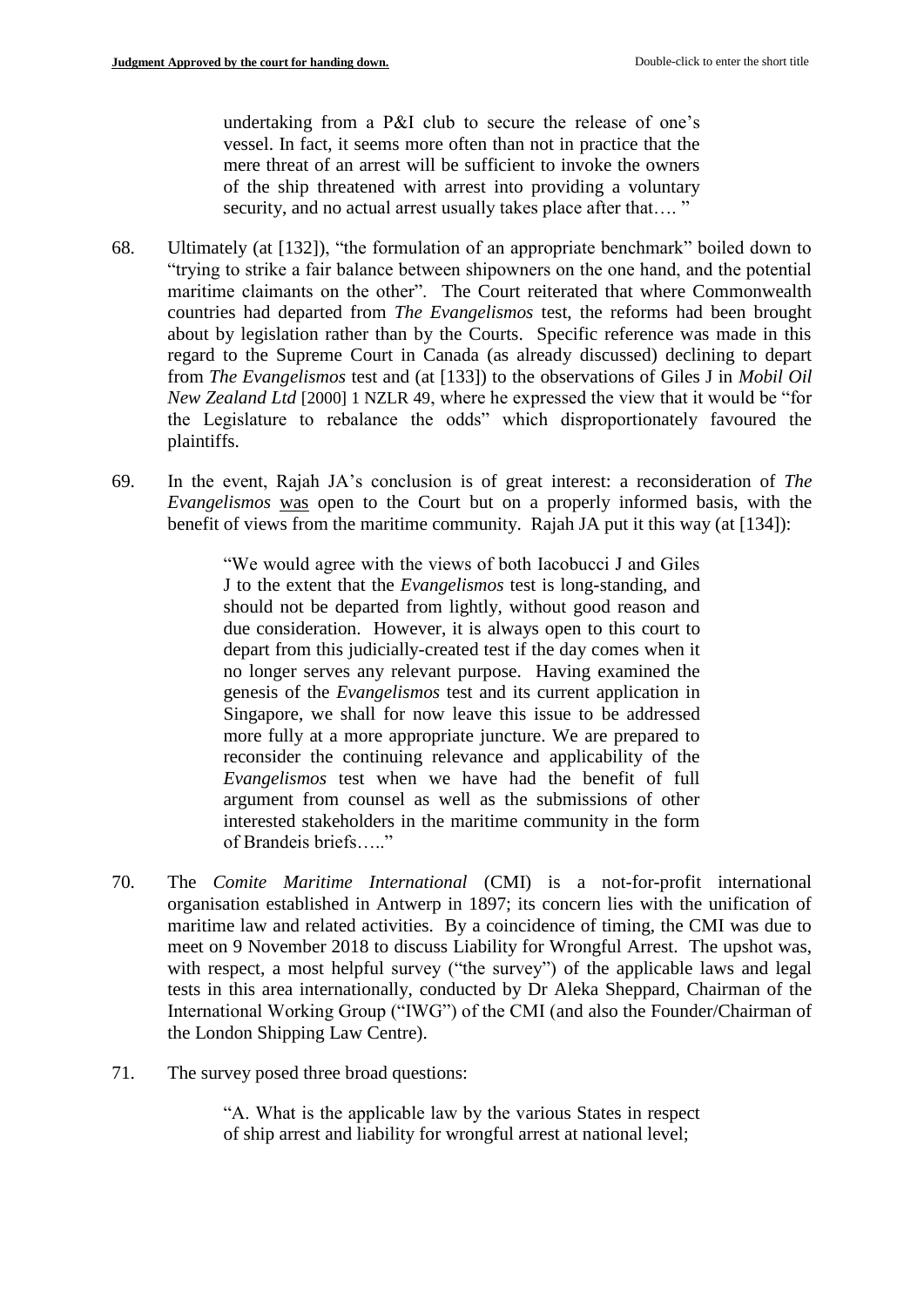> undertaking from a P&I club to secure the release of one's vessel. In fact, it seems more often than not in practice that the mere threat of an arrest will be sufficient to invoke the owners of the ship threatened with arrest into providing a voluntary security, and no actual arrest usually takes place after that…. "

68. Ultimately (at [132]), "the formulation of an appropriate benchmark" boiled down to "trying to strike a fair balance between shipowners on the one hand, and the potential maritime claimants on the other". The Court reiterated that where Commonwealth countries had departed from *The Evangelismos* test, the reforms had been brought about by legislation rather than by the Courts. Specific reference was made in this regard to the Supreme Court in Canada (as already discussed) declining to depart from *The Evangelismos* test and (at [133]) to the observations of Giles J in *Mobil Oil New Zealand Ltd* [2000] 1 NZLR 49, where he expressed the view that it would be "for the Legislature to rebalance the odds" which disproportionately favoured the plaintiffs.

69. In the event, Rajah JA's conclusion is of great interest: a reconsideration of *The Evangelismos* was open to the Court but on a properly informed basis, with the benefit of views from the maritime community. Rajah JA put it this way (at [134]):

> "We would agree with the views of both Iacobucci J and Giles J to the extent that the *Evangelismos* test is long-standing, and should not be departed from lightly, without good reason and due consideration. However, it is always open to this court to depart from this judicially-created test if the day comes when it no longer serves any relevant purpose. Having examined the genesis of the *Evangelismos* test and its current application in Singapore, we shall for now leave this issue to be addressed more fully at a more appropriate juncture. We are prepared to reconsider the continuing relevance and applicability of the *Evangelismos* test when we have had the benefit of full argument from counsel as well as the submissions of other interested stakeholders in the maritime community in the form of Brandeis briefs….."

70. The *Comite Maritime International* (CMI) is a not-for-profit international organisation established in Antwerp in 1897; its concern lies with the unification of maritime law and related activities. By a coincidence of timing, the CMI was due to meet on 9 November 2018 to discuss Liability for Wrongful Arrest. The upshot was, with respect, a most helpful survey ("the survey") of the applicable laws and legal tests in this area internationally, conducted by Dr Aleka Sheppard, Chairman of the International Working Group ("IWG") of the CMI (and also the Founder/Chairman of the London Shipping Law Centre).

71. The survey posed three broad questions:

> "A. What is the applicable law by the various States in respect of ship arrest and liability for wrongful arrest at national level;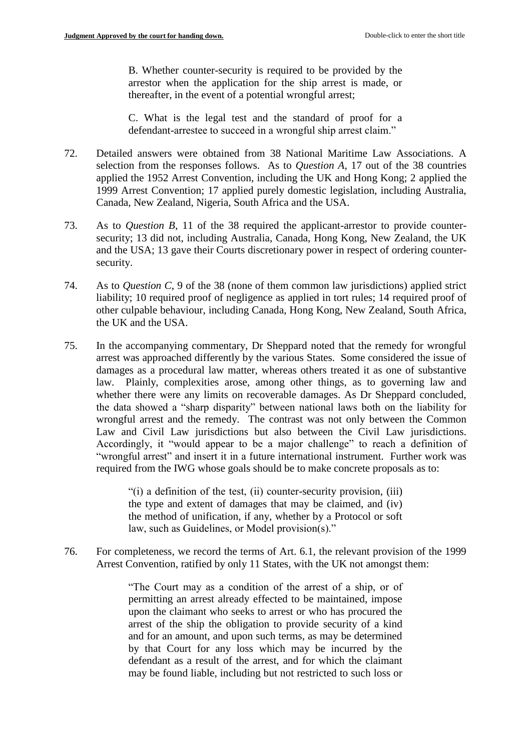> B. Whether counter-security is required to be provided by the arrestor when the application for the ship arrest is made, or thereafter, in the event of a potential wrongful arrest;
>
> C. What is the legal test and the standard of proof for a defendant-arrestee to succeed in a wrongful ship arrest claim."

72. Detailed answers were obtained from 38 National Maritime Law Associations. A selection from the responses follows. As to *Question A*, 17 out of the 38 countries applied the 1952 Arrest Convention, including the UK and Hong Kong; 2 applied the 1999 Arrest Convention; 17 applied purely domestic legislation, including Australia, Canada, New Zealand, Nigeria, South Africa and the USA.

73. As to *Question B*, 11 of the 38 required the applicant-arrestor to provide counter-security; 13 did not, including Australia, Canada, Hong Kong, New Zealand, the UK and the USA; 13 gave their Courts discretionary power in respect of ordering counter-security.

74. As to *Question C*, 9 of the 38 (none of them common law jurisdictions) applied strict liability; 10 required proof of negligence as applied in tort rules; 14 required proof of other culpable behaviour, including Canada, Hong Kong, New Zealand, South Africa, the UK and the USA.

75. In the accompanying commentary, Dr Sheppard noted that the remedy for wrongful arrest was approached differently by the various States. Some considered the issue of damages as a procedural law matter, whereas others treated it as one of substantive law. Plainly, complexities arose, among other things, as to governing law and whether there were any limits on recoverable damages. As Dr Sheppard concluded, the data showed a "sharp disparity" between national laws both on the liability for wrongful arrest and the remedy. The contrast was not only between the Common Law and Civil Law jurisdictions but also between the Civil Law jurisdictions. Accordingly, it "would appear to be a major challenge" to reach a definition of "wrongful arrest" and insert it in a future international instrument. Further work was required from the IWG whose goals should be to make concrete proposals as to:

> "(i) a definition of the test, (ii) counter-security provision, (iii) the type and extent of damages that may be claimed, and (iv) the method of unification, if any, whether by a Protocol or soft law, such as Guidelines, or Model provision(s)."

76. For completeness, we record the terms of Art. 6.1, the relevant provision of the 1999 Arrest Convention, ratified by only 11 States, with the UK not amongst them:

> "The Court may as a condition of the arrest of a ship, or of permitting an arrest already effected to be maintained, impose upon the claimant who seeks to arrest or who has procured the arrest of the ship the obligation to provide security of a kind and for an amount, and upon such terms, as may be determined by that Court for any loss which may be incurred by the defendant as a result of the arrest, and for which the claimant may be found liable, including but not restricted to such loss or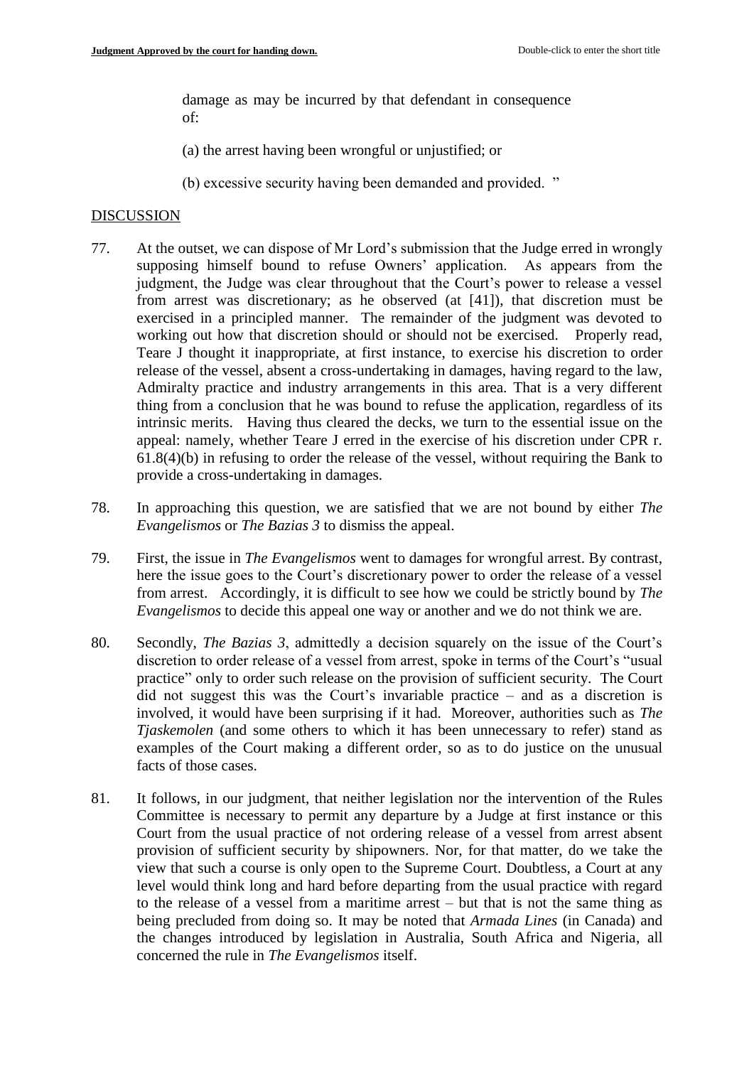damage as may be incurred by that defendant in consequence of:

(a) the arrest having been wrongful or unjustified; or

(b) excessive security having been demanded and provided. "

## DISCUSSION

77. At the outset, we can dispose of Mr Lord's submission that the Judge erred in wrongly supposing himself bound to refuse Owners' application. As appears from the judgment, the Judge was clear throughout that the Court's power to release a vessel from arrest was discretionary; as he observed (at [41]), that discretion must be exercised in a principled manner. The remainder of the judgment was devoted to working out how that discretion should or should not be exercised. Properly read, Teare J thought it inappropriate, at first instance, to exercise his discretion to order release of the vessel, absent a cross-undertaking in damages, having regard to the law, Admiralty practice and industry arrangements in this area. That is a very different thing from a conclusion that he was bound to refuse the application, regardless of its intrinsic merits. Having thus cleared the decks, we turn to the essential issue on the appeal: namely, whether Teare J erred in the exercise of his discretion under CPR r. 61.8(4)(b) in refusing to order the release of the vessel, without requiring the Bank to provide a cross-undertaking in damages.

78. In approaching this question, we are satisfied that we are not bound by either *The Evangelismos* or *The Bazias 3* to dismiss the appeal.

79. First, the issue in *The Evangelismos* went to damages for wrongful arrest. By contrast, here the issue goes to the Court's discretionary power to order the release of a vessel from arrest. Accordingly, it is difficult to see how we could be strictly bound by *The Evangelismos* to decide this appeal one way or another and we do not think we are.

80. Secondly, *The Bazias 3*, admittedly a decision squarely on the issue of the Court's discretion to order release of a vessel from arrest, spoke in terms of the Court's "usual practice" only to order such release on the provision of sufficient security. The Court did not suggest this was the Court's invariable practice – and as a discretion is involved, it would have been surprising if it had. Moreover, authorities such as *The Tjaskemolen* (and some others to which it has been unnecessary to refer) stand as examples of the Court making a different order, so as to do justice on the unusual facts of those cases.

81. It follows, in our judgment, that neither legislation nor the intervention of the Rules Committee is necessary to permit any departure by a Judge at first instance or this Court from the usual practice of not ordering release of a vessel from arrest absent provision of sufficient security by shipowners. Nor, for that matter, do we take the view that such a course is only open to the Supreme Court. Doubtless, a Court at any level would think long and hard before departing from the usual practice with regard to the release of a vessel from a maritime arrest – but that is not the same thing as being precluded from doing so. It may be noted that *Armada Lines* (in Canada) and the changes introduced by legislation in Australia, South Africa and Nigeria, all concerned the rule in *The Evangelismos* itself.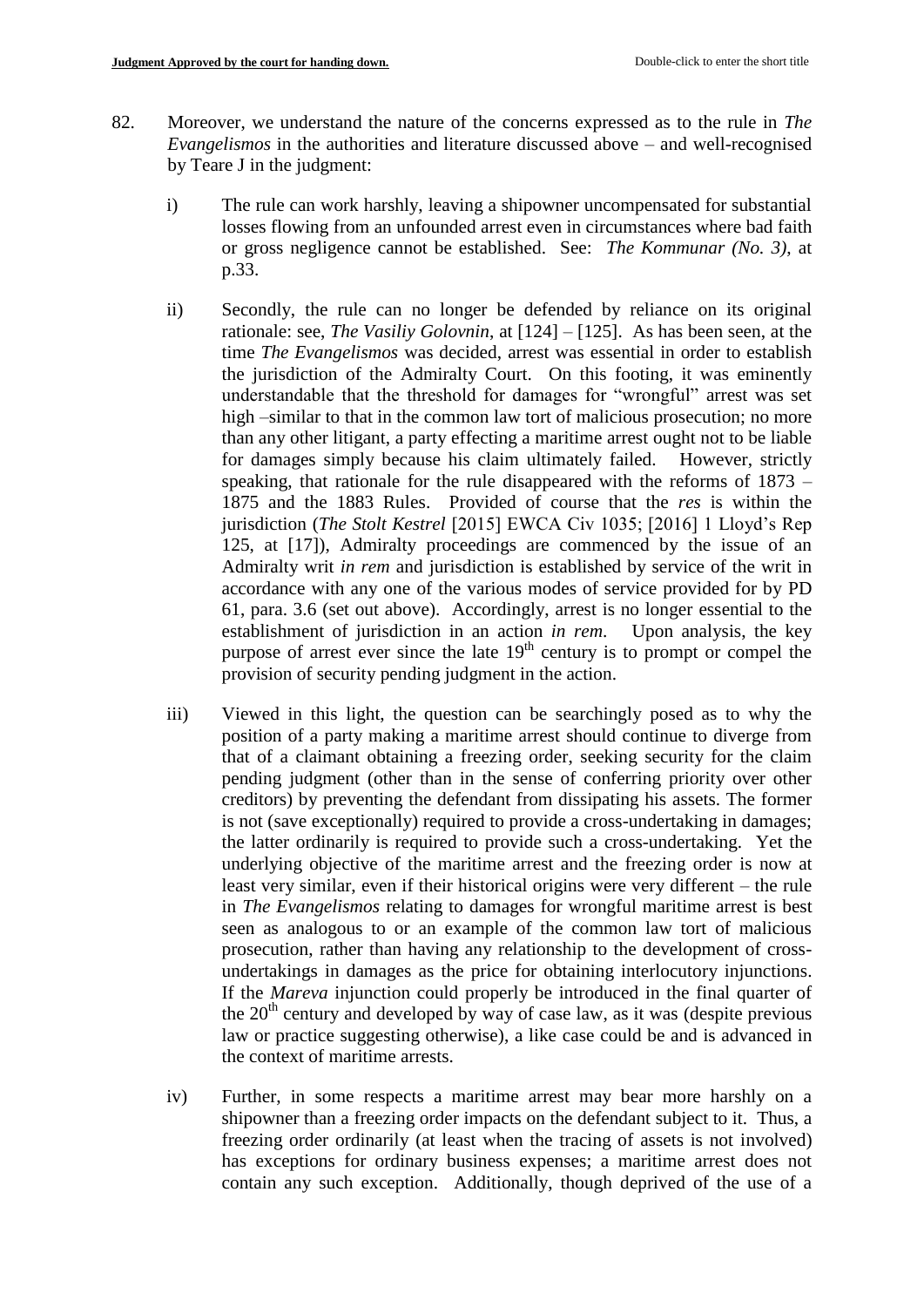82. Moreover, we understand the nature of the concerns expressed as to the rule in *The Evangelismos* in the authorities and literature discussed above – and well-recognised by Teare J in the judgment:

   i) The rule can work harshly, leaving a shipowner uncompensated for substantial losses flowing from an unfounded arrest even in circumstances where bad faith or gross negligence cannot be established. See: *The Kommunar (No. 3)*, at p.33.

   ii) Secondly, the rule can no longer be defended by reliance on its original rationale: see, *The Vasiliy Golovnin*, at [124] – [125]. As has been seen, at the time *The Evangelismos* was decided, arrest was essential in order to establish the jurisdiction of the Admiralty Court. On this footing, it was eminently understandable that the threshold for damages for "wrongful" arrest was set high –similar to that in the common law tort of malicious prosecution; no more than any other litigant, a party effecting a maritime arrest ought not to be liable for damages simply because his claim ultimately failed. However, strictly speaking, that rationale for the rule disappeared with the reforms of 1873 – 1875 and the 1883 Rules. Provided of course that the *res* is within the jurisdiction (*The Stolt Kestrel* [2015] EWCA Civ 1035; [2016] 1 Lloyd's Rep 125, at [17]), Admiralty proceedings are commenced by the issue of an Admiralty writ *in rem* and jurisdiction is established by service of the writ in accordance with any one of the various modes of service provided for by PD 61, para. 3.6 (set out above). Accordingly, arrest is no longer essential to the establishment of jurisdiction in an action *in rem*. Upon analysis, the key purpose of arrest ever since the late 19th century is to prompt or compel the provision of security pending judgment in the action.

   iii) Viewed in this light, the question can be searchingly posed as to why the position of a party making a maritime arrest should continue to diverge from that of a claimant obtaining a freezing order, seeking security for the claim pending judgment (other than in the sense of conferring priority over other creditors) by preventing the defendant from dissipating his assets. The former is not (save exceptionally) required to provide a cross-undertaking in damages; the latter ordinarily is required to provide such a cross-undertaking. Yet the underlying objective of the maritime arrest and the freezing order is now at least very similar, even if their historical origins were very different – the rule in *The Evangelismos* relating to damages for wrongful maritime arrest is best seen as analogous to or an example of the common law tort of malicious prosecution, rather than having any relationship to the development of cross-undertakings in damages as the price for obtaining interlocutory injunctions. If the *Mareva* injunction could properly be introduced in the final quarter of the 20th century and developed by way of case law, as it was (despite previous law or practice suggesting otherwise), a like case could be and is advanced in the context of maritime arrests.

   iv) Further, in some respects a maritime arrest may bear more harshly on a shipowner than a freezing order impacts on the defendant subject to it. Thus, a freezing order ordinarily (at least when the tracing of assets is not involved) has exceptions for ordinary business expenses; a maritime arrest does not contain any such exception. Additionally, though deprived of the use of a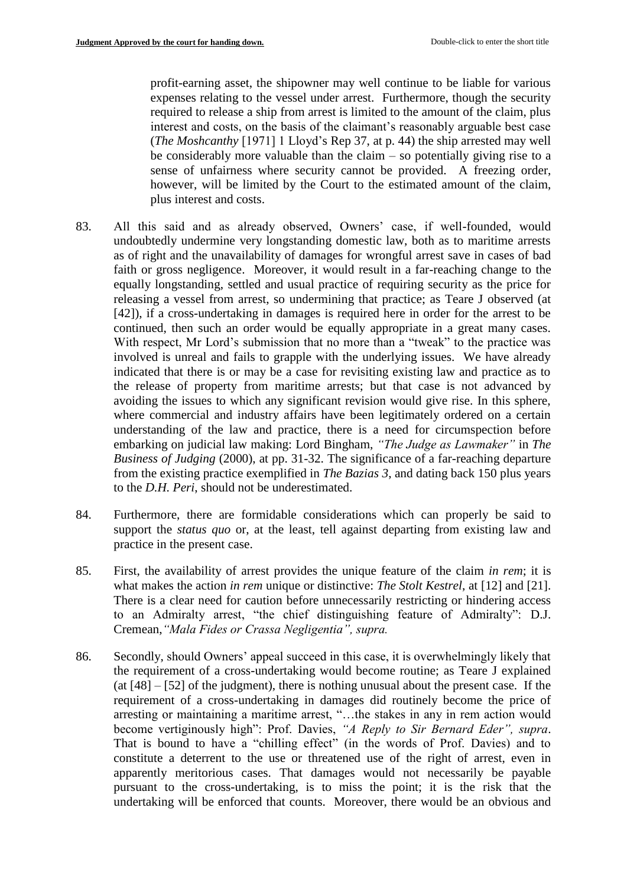profit-earning asset, the shipowner may well continue to be liable for various expenses relating to the vessel under arrest. Furthermore, though the security required to release a ship from arrest is limited to the amount of the claim, plus interest and costs, on the basis of the claimant's reasonably arguable best case (*The Moshcanthy* [1971] 1 Lloyd's Rep 37, at p. 44) the ship arrested may well be considerably more valuable than the claim – so potentially giving rise to a sense of unfairness where security cannot be provided. A freezing order, however, will be limited by the Court to the estimated amount of the claim, plus interest and costs.

83. All this said and as already observed, Owners' case, if well-founded, would undoubtedly undermine very longstanding domestic law, both as to maritime arrests as of right and the unavailability of damages for wrongful arrest save in cases of bad faith or gross negligence. Moreover, it would result in a far-reaching change to the equally longstanding, settled and usual practice of requiring security as the price for releasing a vessel from arrest, so undermining that practice; as Teare J observed (at [42]), if a cross-undertaking in damages is required here in order for the arrest to be continued, then such an order would be equally appropriate in a great many cases. With respect, Mr Lord's submission that no more than a "tweak" to the practice was involved is unreal and fails to grapple with the underlying issues. We have already indicated that there is or may be a case for revisiting existing law and practice as to the release of property from maritime arrests; but that case is not advanced by avoiding the issues to which any significant revision would give rise. In this sphere, where commercial and industry affairs have been legitimately ordered on a certain understanding of the law and practice, there is a need for circumspection before embarking on judicial law making: Lord Bingham, *"The Judge as Lawmaker"* in *The Business of Judging* (2000), at pp. 31-32. The significance of a far-reaching departure from the existing practice exemplified in *The Bazias 3*, and dating back 150 plus years to the *D.H. Peri*, should not be underestimated.

84. Furthermore, there are formidable considerations which can properly be said to support the *status quo* or, at the least, tell against departing from existing law and practice in the present case.

85. First, the availability of arrest provides the unique feature of the claim *in rem*; it is what makes the action *in rem* unique or distinctive: *The Stolt Kestrel*, at [12] and [21]. There is a clear need for caution before unnecessarily restricting or hindering access to an Admiralty arrest, "the chief distinguishing feature of Admiralty": D.J. Cremean, *"Mala Fides or Crassa Negligentia", supra.*

86. Secondly, should Owners' appeal succeed in this case, it is overwhelmingly likely that the requirement of a cross-undertaking would become routine; as Teare J explained (at [48] – [52] of the judgment), there is nothing unusual about the present case. If the requirement of a cross-undertaking in damages did routinely become the price of arresting or maintaining a maritime arrest, "…the stakes in any in rem action would become vertiginously high": Prof. Davies, *"A Reply to Sir Bernard Eder", supra*. That is bound to have a "chilling effect" (in the words of Prof. Davies) and to constitute a deterrent to the use or threatened use of the right of arrest, even in apparently meritorious cases. That damages would not necessarily be payable pursuant to the cross-undertaking, is to miss the point; it is the risk that the undertaking will be enforced that counts. Moreover, there would be an obvious and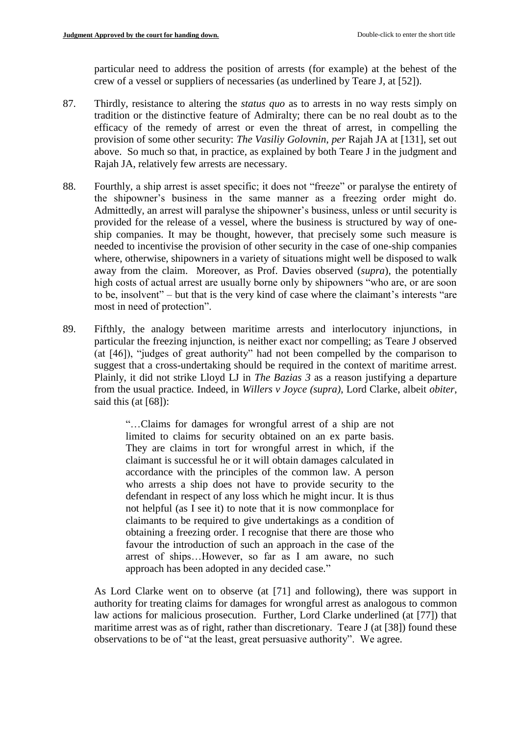particular need to address the position of arrests (for example) at the behest of the crew of a vessel or suppliers of necessaries (as underlined by Teare J, at [52]).

87. Thirdly, resistance to altering the *status quo* as to arrests in no way rests simply on tradition or the distinctive feature of Admiralty; there can be no real doubt as to the efficacy of the remedy of arrest or even the threat of arrest, in compelling the provision of some other security: *The Vasiliy Golovnin*, *per* Rajah JA at [131], set out above. So much so that, in practice, as explained by both Teare J in the judgment and Rajah JA, relatively few arrests are necessary.

88. Fourthly, a ship arrest is asset specific; it does not "freeze" or paralyse the entirety of the shipowner's business in the same manner as a freezing order might do. Admittedly, an arrest will paralyse the shipowner's business, unless or until security is provided for the release of a vessel, where the business is structured by way of one-ship companies. It may be thought, however, that precisely some such measure is needed to incentivise the provision of other security in the case of one-ship companies where, otherwise, shipowners in a variety of situations might well be disposed to walk away from the claim. Moreover, as Prof. Davies observed (*supra*), the potentially high costs of actual arrest are usually borne only by shipowners "who are, or are soon to be, insolvent" – but that is the very kind of case where the claimant's interests "are most in need of protection".

89. Fifthly, the analogy between maritime arrests and interlocutory injunctions, in particular the freezing injunction, is neither exact nor compelling; as Teare J observed (at [46]), "judges of great authority" had not been compelled by the comparison to suggest that a cross-undertaking should be required in the context of maritime arrest. Plainly, it did not strike Lloyd LJ in *The Bazias 3* as a reason justifying a departure from the usual practice. Indeed, in *Willers v Joyce (supra)*, Lord Clarke, albeit *obiter*, said this (at [68]):

> "…Claims for damages for wrongful arrest of a ship are not limited to claims for security obtained on an ex parte basis. They are claims in tort for wrongful arrest in which, if the claimant is successful he or it will obtain damages calculated in accordance with the principles of the common law. A person who arrests a ship does not have to provide security to the defendant in respect of any loss which he might incur. It is thus not helpful (as I see it) to note that it is now commonplace for claimants to be required to give undertakings as a condition of obtaining a freezing order. I recognise that there are those who favour the introduction of such an approach in the case of the arrest of ships…However, so far as I am aware, no such approach has been adopted in any decided case."

As Lord Clarke went on to observe (at [71] and following), there was support in authority for treating claims for damages for wrongful arrest as analogous to common law actions for malicious prosecution. Further, Lord Clarke underlined (at [77]) that maritime arrest was as of right, rather than discretionary. Teare J (at [38]) found these observations to be of "at the least, great persuasive authority". We agree.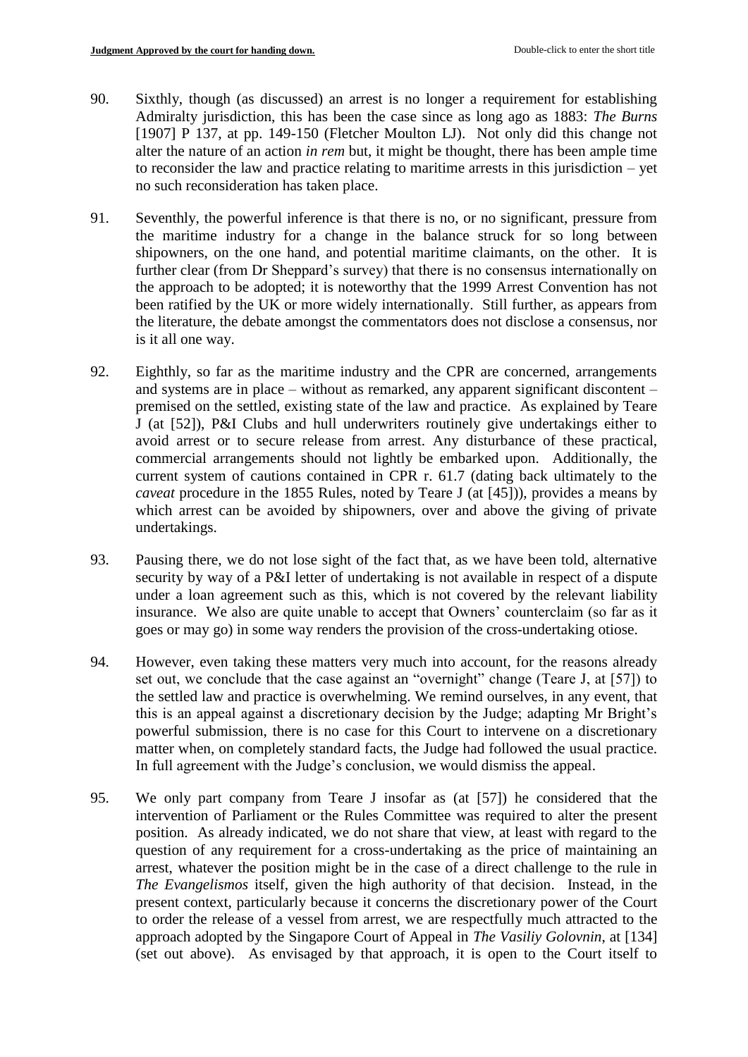90. Sixthly, though (as discussed) an arrest is no longer a requirement for establishing Admiralty jurisdiction, this has been the case since as long ago as 1883: *The Burns* [1907] P 137, at pp. 149-150 (Fletcher Moulton LJ). Not only did this change not alter the nature of an action *in rem* but, it might be thought, there has been ample time to reconsider the law and practice relating to maritime arrests in this jurisdiction – yet no such reconsideration has taken place.

91. Seventhly, the powerful inference is that there is no, or no significant, pressure from the maritime industry for a change in the balance struck for so long between shipowners, on the one hand, and potential maritime claimants, on the other. It is further clear (from Dr Sheppard's survey) that there is no consensus internationally on the approach to be adopted; it is noteworthy that the 1999 Arrest Convention has not been ratified by the UK or more widely internationally. Still further, as appears from the literature, the debate amongst the commentators does not disclose a consensus, nor is it all one way.

92. Eighthly, so far as the maritime industry and the CPR are concerned, arrangements and systems are in place – without as remarked, any apparent significant discontent – premised on the settled, existing state of the law and practice. As explained by Teare J (at [52]), P&I Clubs and hull underwriters routinely give undertakings either to avoid arrest or to secure release from arrest. Any disturbance of these practical, commercial arrangements should not lightly be embarked upon. Additionally, the current system of cautions contained in CPR r. 61.7 (dating back ultimately to the *caveat* procedure in the 1855 Rules, noted by Teare J (at [45])), provides a means by which arrest can be avoided by shipowners, over and above the giving of private undertakings.

93. Pausing there, we do not lose sight of the fact that, as we have been told, alternative security by way of a P&I letter of undertaking is not available in respect of a dispute under a loan agreement such as this, which is not covered by the relevant liability insurance. We also are quite unable to accept that Owners' counterclaim (so far as it goes or may go) in some way renders the provision of the cross-undertaking otiose.

94. However, even taking these matters very much into account, for the reasons already set out, we conclude that the case against an "overnight" change (Teare J, at [57]) to the settled law and practice is overwhelming. We remind ourselves, in any event, that this is an appeal against a discretionary decision by the Judge; adapting Mr Bright's powerful submission, there is no case for this Court to intervene on a discretionary matter when, on completely standard facts, the Judge had followed the usual practice. In full agreement with the Judge's conclusion, we would dismiss the appeal.

95. We only part company from Teare J insofar as (at [57]) he considered that the intervention of Parliament or the Rules Committee was required to alter the present position. As already indicated, we do not share that view, at least with regard to the question of any requirement for a cross-undertaking as the price of maintaining an arrest, whatever the position might be in the case of a direct challenge to the rule in *The Evangelismos* itself, given the high authority of that decision. Instead, in the present context, particularly because it concerns the discretionary power of the Court to order the release of a vessel from arrest, we are respectfully much attracted to the approach adopted by the Singapore Court of Appeal in *The Vasiliy Golovnin*, at [134] (set out above). As envisaged by that approach, it is open to the Court itself to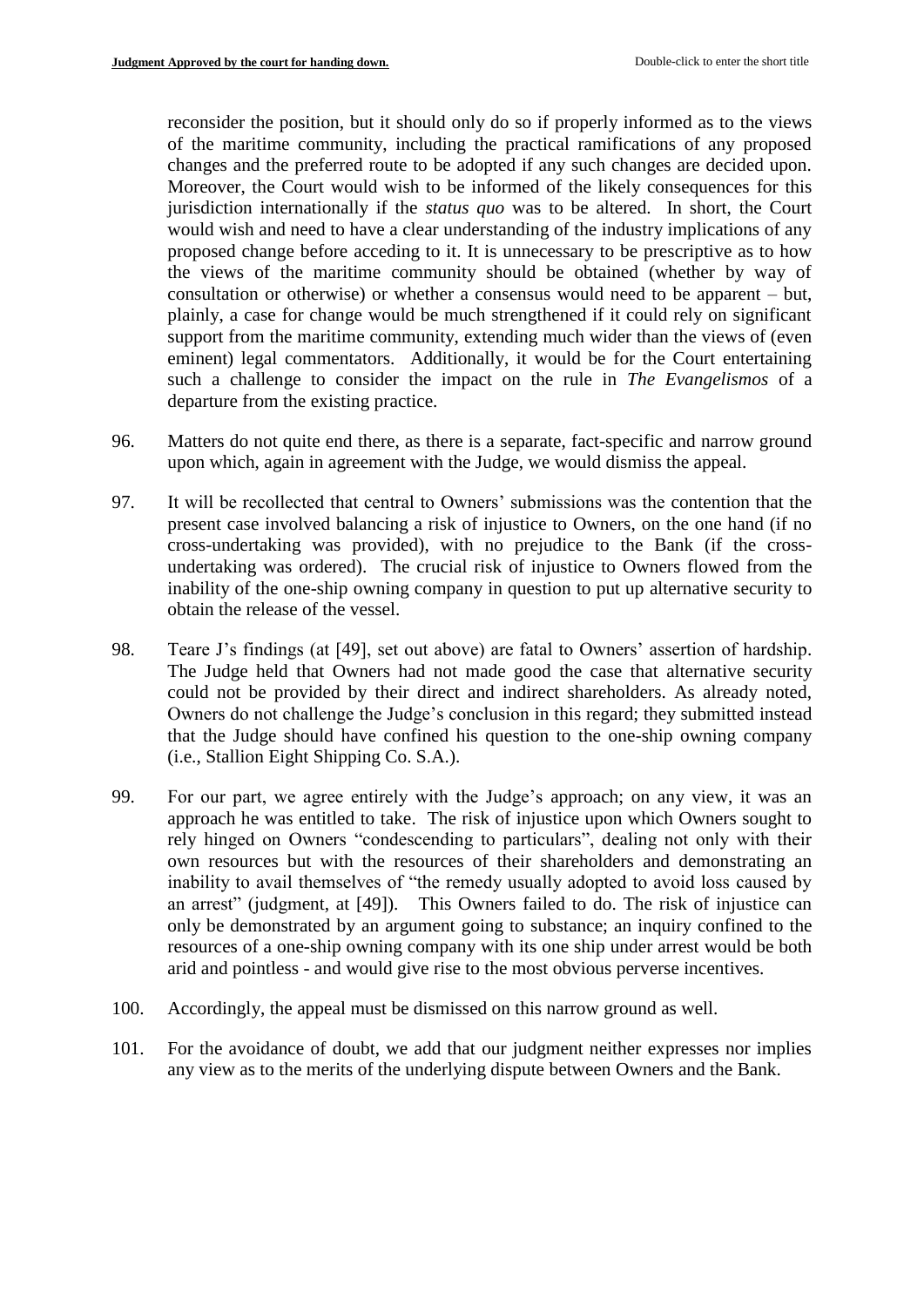reconsider the position, but it should only do so if properly informed as to the views of the maritime community, including the practical ramifications of any proposed changes and the preferred route to be adopted if any such changes are decided upon. Moreover, the Court would wish to be informed of the likely consequences for this jurisdiction internationally if the *status quo* was to be altered. In short, the Court would wish and need to have a clear understanding of the industry implications of any proposed change before acceding to it. It is unnecessary to be prescriptive as to how the views of the maritime community should be obtained (whether by way of consultation or otherwise) or whether a consensus would need to be apparent – but, plainly, a case for change would be much strengthened if it could rely on significant support from the maritime community, extending much wider than the views of (even eminent) legal commentators. Additionally, it would be for the Court entertaining such a challenge to consider the impact on the rule in *The Evangelismos* of a departure from the existing practice.

96. Matters do not quite end there, as there is a separate, fact-specific and narrow ground upon which, again in agreement with the Judge, we would dismiss the appeal.

97. It will be recollected that central to Owners' submissions was the contention that the present case involved balancing a risk of injustice to Owners, on the one hand (if no cross-undertaking was provided), with no prejudice to the Bank (if the cross-undertaking was ordered). The crucial risk of injustice to Owners flowed from the inability of the one-ship owning company in question to put up alternative security to obtain the release of the vessel.

98. Teare J's findings (at [49], set out above) are fatal to Owners' assertion of hardship. The Judge held that Owners had not made good the case that alternative security could not be provided by their direct and indirect shareholders. As already noted, Owners do not challenge the Judge's conclusion in this regard; they submitted instead that the Judge should have confined his question to the one-ship owning company (i.e., Stallion Eight Shipping Co. S.A.).

99. For our part, we agree entirely with the Judge's approach; on any view, it was an approach he was entitled to take. The risk of injustice upon which Owners sought to rely hinged on Owners "condescending to particulars", dealing not only with their own resources but with the resources of their shareholders and demonstrating an inability to avail themselves of "the remedy usually adopted to avoid loss caused by an arrest" (judgment, at [49]). This Owners failed to do. The risk of injustice can only be demonstrated by an argument going to substance; an inquiry confined to the resources of a one-ship owning company with its one ship under arrest would be both arid and pointless - and would give rise to the most obvious perverse incentives.

100. Accordingly, the appeal must be dismissed on this narrow ground as well.

101. For the avoidance of doubt, we add that our judgment neither expresses nor implies any view as to the merits of the underlying dispute between Owners and the Bank.